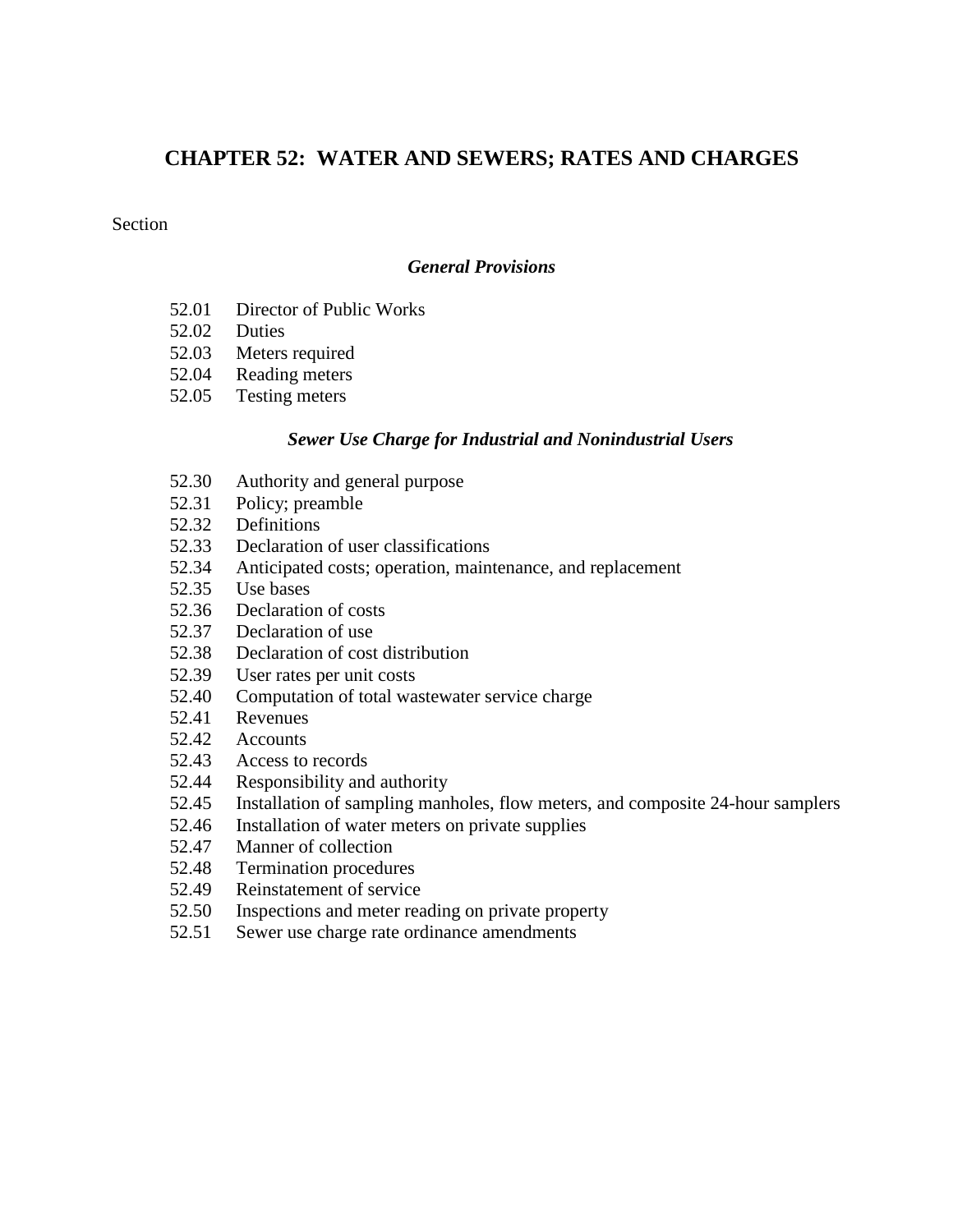# CHAPTER 52: WATER AND SEWERS; RATES AND CHARGES

Section

***General Provisions***

52.01 Director of Public Works
52.02 Duties
52.03 Meters required
52.04 Reading meters
52.05 Testing meters

***Sewer Use Charge for Industrial and Nonindustrial Users***

52.30 Authority and general purpose
52.31 Policy; preamble
52.32 Definitions
52.33 Declaration of user classifications
52.34 Anticipated costs; operation, maintenance, and replacement
52.35 Use bases
52.36 Declaration of costs
52.37 Declaration of use
52.38 Declaration of cost distribution
52.39 User rates per unit costs
52.40 Computation of total wastewater service charge
52.41 Revenues
52.42 Accounts
52.43 Access to records
52.44 Responsibility and authority
52.45 Installation of sampling manholes, flow meters, and composite 24-hour samplers
52.46 Installation of water meters on private supplies
52.47 Manner of collection
52.48 Termination procedures
52.49 Reinstatement of service
52.50 Inspections and meter reading on private property
52.51 Sewer use charge rate ordinance amendments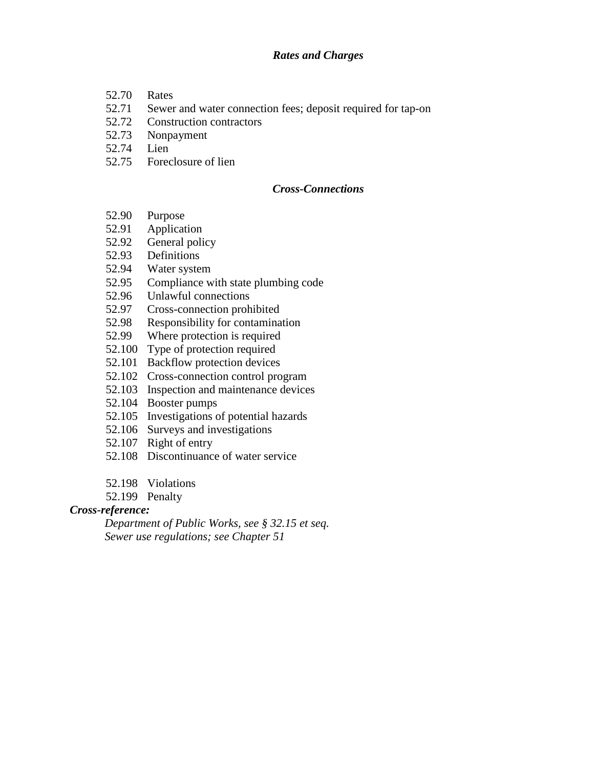### *Rates and Charges*

52.70 Rates
52.71 Sewer and water connection fees; deposit required for tap-on
52.72 Construction contractors
52.73 Nonpayment
52.74 Lien
52.75 Foreclosure of lien

### *Cross-Connections*

52.90 Purpose
52.91 Application
52.92 General policy
52.93 Definitions
52.94 Water system
52.95 Compliance with state plumbing code
52.96 Unlawful connections
52.97 Cross-connection prohibited
52.98 Responsibility for contamination
52.99 Where protection is required
52.100 Type of protection required
52.101 Backflow protection devices
52.102 Cross-connection control program
52.103 Inspection and maintenance devices
52.104 Booster pumps
52.105 Investigations of potential hazards
52.106 Surveys and investigations
52.107 Right of entry
52.108 Discontinuance of water service

52.198 Violations
52.199 Penalty

***Cross-reference:***

*Department of Public Works, see § 32.15 et seq.*
*Sewer use regulations; see Chapter 51*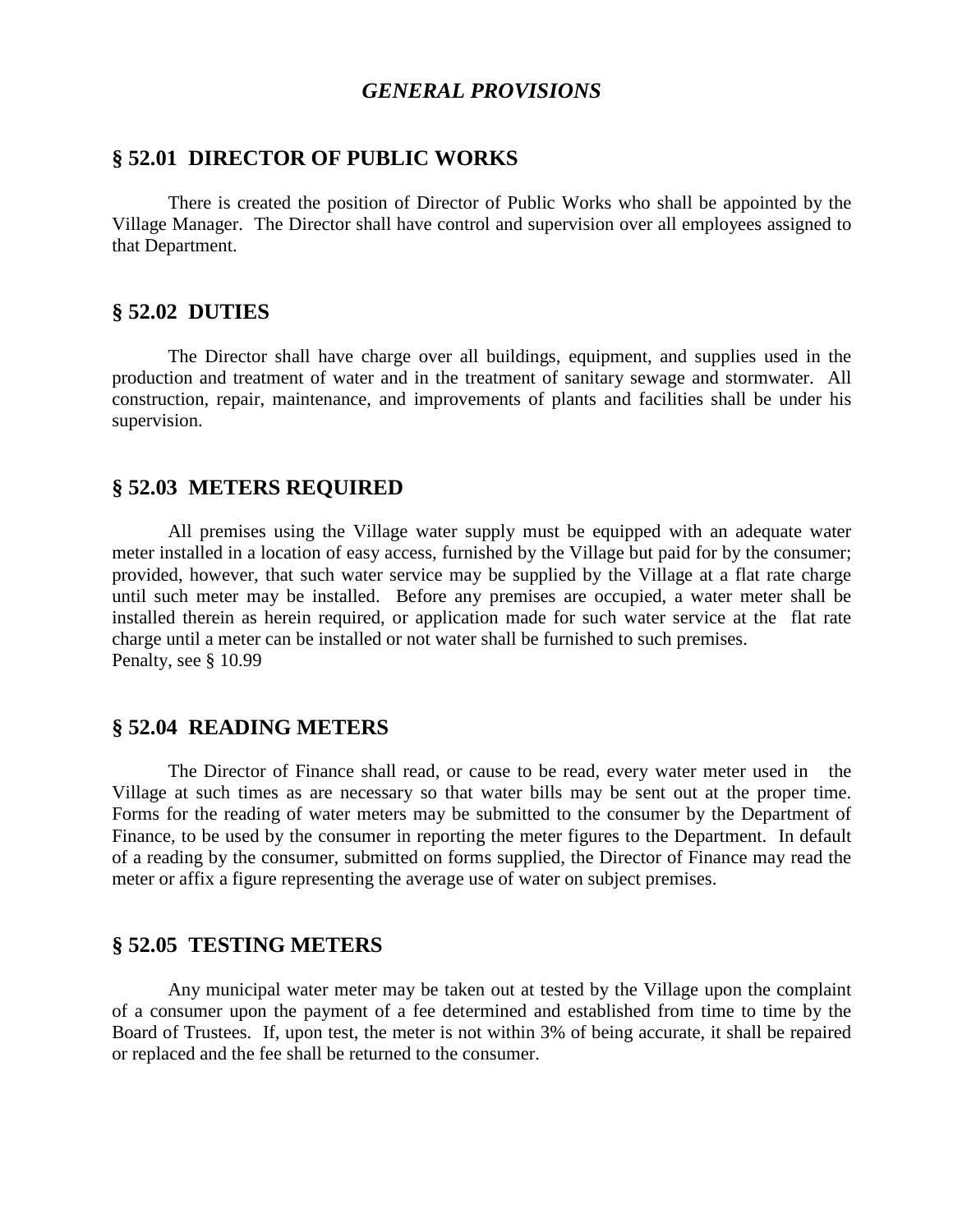## *GENERAL PROVISIONS*

### § 52.01 DIRECTOR OF PUBLIC WORKS

There is created the position of Director of Public Works who shall be appointed by the Village Manager. The Director shall have control and supervision over all employees assigned to that Department.

### § 52.02 DUTIES

The Director shall have charge over all buildings, equipment, and supplies used in the production and treatment of water and in the treatment of sanitary sewage and stormwater. All construction, repair, maintenance, and improvements of plants and facilities shall be under his supervision.

### § 52.03 METERS REQUIRED

All premises using the Village water supply must be equipped with an adequate water meter installed in a location of easy access, furnished by the Village but paid for by the consumer; provided, however, that such water service may be supplied by the Village at a flat rate charge until such meter may be installed. Before any premises are occupied, a water meter shall be installed therein as herein required, or application made for such water service at the flat rate charge until a meter can be installed or not water shall be furnished to such premises.
Penalty, see § 10.99

### § 52.04 READING METERS

The Director of Finance shall read, or cause to be read, every water meter used in the Village at such times as are necessary so that water bills may be sent out at the proper time. Forms for the reading of water meters may be submitted to the consumer by the Department of Finance, to be used by the consumer in reporting the meter figures to the Department. In default of a reading by the consumer, submitted on forms supplied, the Director of Finance may read the meter or affix a figure representing the average use of water on subject premises.

### § 52.05 TESTING METERS

Any municipal water meter may be taken out at tested by the Village upon the complaint of a consumer upon the payment of a fee determined and established from time to time by the Board of Trustees. If, upon test, the meter is not within 3% of being accurate, it shall be repaired or replaced and the fee shall be returned to the consumer.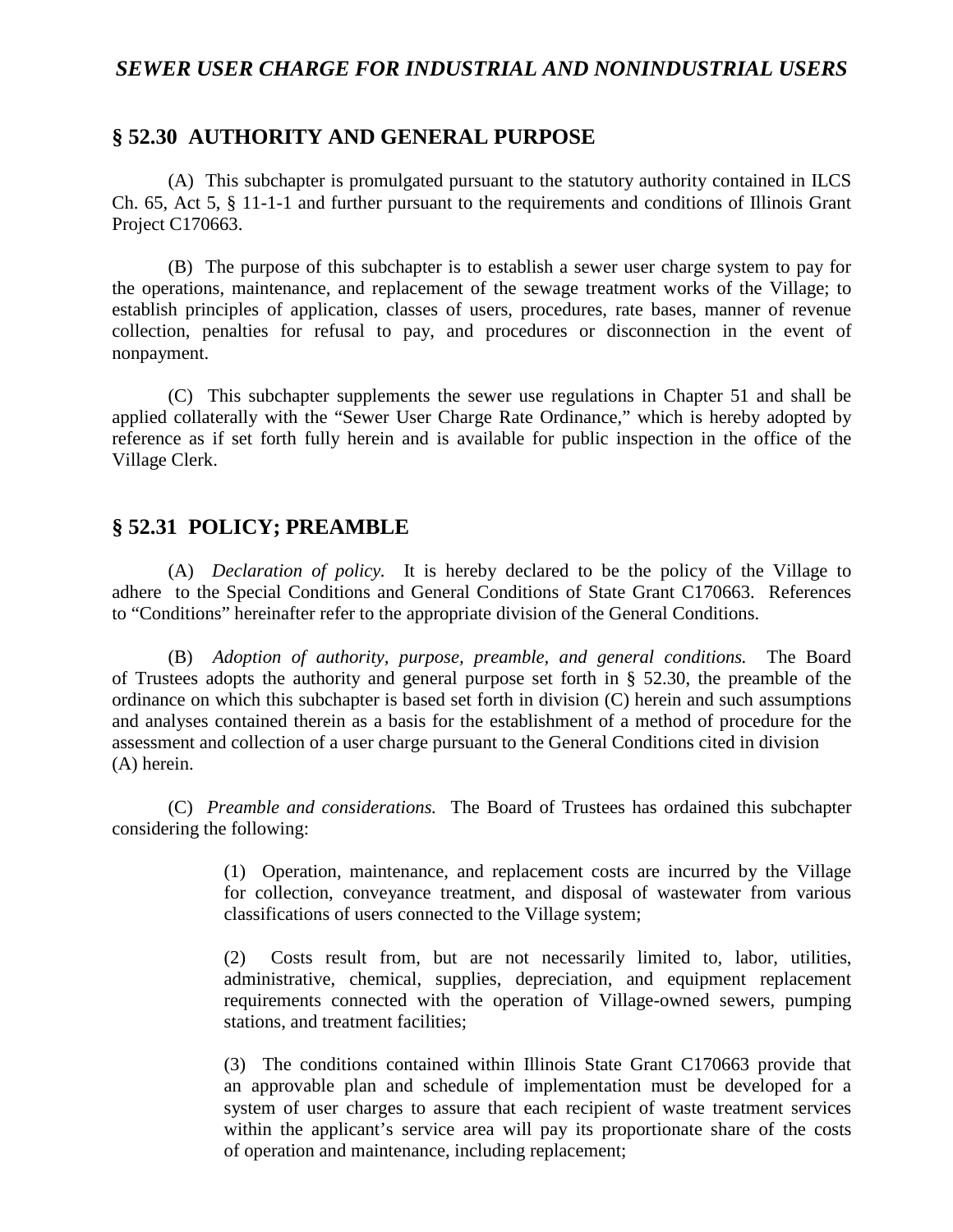## *SEWER USER CHARGE FOR INDUSTRIAL AND NONINDUSTRIAL USERS*

## § 52.30 AUTHORITY AND GENERAL PURPOSE

(A) This subchapter is promulgated pursuant to the statutory authority contained in ILCS Ch. 65, Act 5, § 11-1-1 and further pursuant to the requirements and conditions of Illinois Grant Project C170663.

(B) The purpose of this subchapter is to establish a sewer user charge system to pay for the operations, maintenance, and replacement of the sewage treatment works of the Village; to establish principles of application, classes of users, procedures, rate bases, manner of revenue collection, penalties for refusal to pay, and procedures or disconnection in the event of nonpayment.

(C) This subchapter supplements the sewer use regulations in Chapter 51 and shall be applied collaterally with the "Sewer User Charge Rate Ordinance," which is hereby adopted by reference as if set forth fully herein and is available for public inspection in the office of the Village Clerk.

## § 52.31 POLICY; PREAMBLE

(A) *Declaration of policy.* It is hereby declared to be the policy of the Village to adhere to the Special Conditions and General Conditions of State Grant C170663. References to "Conditions" hereinafter refer to the appropriate division of the General Conditions.

(B) *Adoption of authority, purpose, preamble, and general conditions.* The Board of Trustees adopts the authority and general purpose set forth in § 52.30, the preamble of the ordinance on which this subchapter is based set forth in division (C) herein and such assumptions and analyses contained therein as a basis for the establishment of a method of procedure for the assessment and collection of a user charge pursuant to the General Conditions cited in division (A) herein.

(C) *Preamble and considerations.* The Board of Trustees has ordained this subchapter considering the following:

(1) Operation, maintenance, and replacement costs are incurred by the Village for collection, conveyance treatment, and disposal of wastewater from various classifications of users connected to the Village system;

(2) Costs result from, but are not necessarily limited to, labor, utilities, administrative, chemical, supplies, depreciation, and equipment replacement requirements connected with the operation of Village-owned sewers, pumping stations, and treatment facilities;

(3) The conditions contained within Illinois State Grant C170663 provide that an approvable plan and schedule of implementation must be developed for a system of user charges to assure that each recipient of waste treatment services within the applicant's service area will pay its proportionate share of the costs of operation and maintenance, including replacement;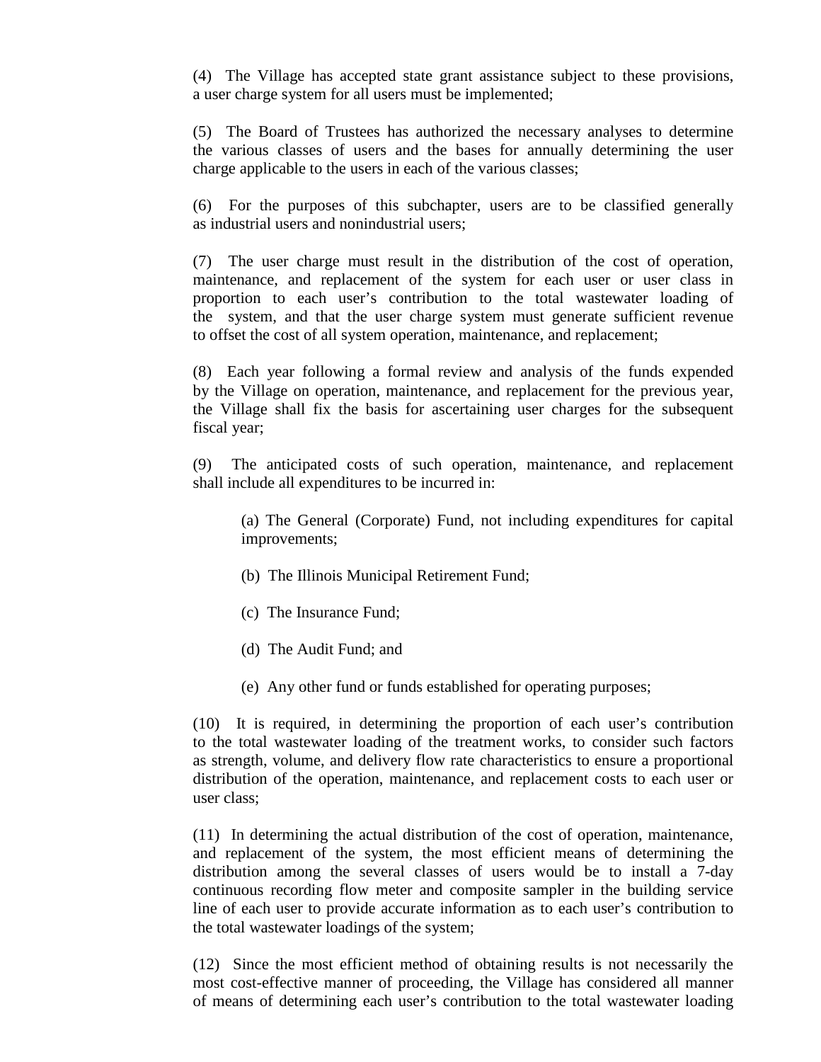(4) The Village has accepted state grant assistance subject to these provisions, a user charge system for all users must be implemented;

(5) The Board of Trustees has authorized the necessary analyses to determine the various classes of users and the bases for annually determining the user charge applicable to the users in each of the various classes;

(6) For the purposes of this subchapter, users are to be classified generally as industrial users and nonindustrial users;

(7) The user charge must result in the distribution of the cost of operation, maintenance, and replacement of the system for each user or user class in proportion to each user's contribution to the total wastewater loading of the system, and that the user charge system must generate sufficient revenue to offset the cost of all system operation, maintenance, and replacement;

(8) Each year following a formal review and analysis of the funds expended by the Village on operation, maintenance, and replacement for the previous year, the Village shall fix the basis for ascertaining user charges for the subsequent fiscal year;

(9) The anticipated costs of such operation, maintenance, and replacement shall include all expenditures to be incurred in:

> (a) The General (Corporate) Fund, not including expenditures for capital improvements;
>
> (b) The Illinois Municipal Retirement Fund;
>
> (c) The Insurance Fund;
>
> (d) The Audit Fund; and
>
> (e) Any other fund or funds established for operating purposes;

(10) It is required, in determining the proportion of each user's contribution to the total wastewater loading of the treatment works, to consider such factors as strength, volume, and delivery flow rate characteristics to ensure a proportional distribution of the operation, maintenance, and replacement costs to each user or user class;

(11) In determining the actual distribution of the cost of operation, maintenance, and replacement of the system, the most efficient means of determining the distribution among the several classes of users would be to install a 7-day continuous recording flow meter and composite sampler in the building service line of each user to provide accurate information as to each user's contribution to the total wastewater loadings of the system;

(12) Since the most efficient method of obtaining results is not necessarily the most cost-effective manner of proceeding, the Village has considered all manner of means of determining each user's contribution to the total wastewater loading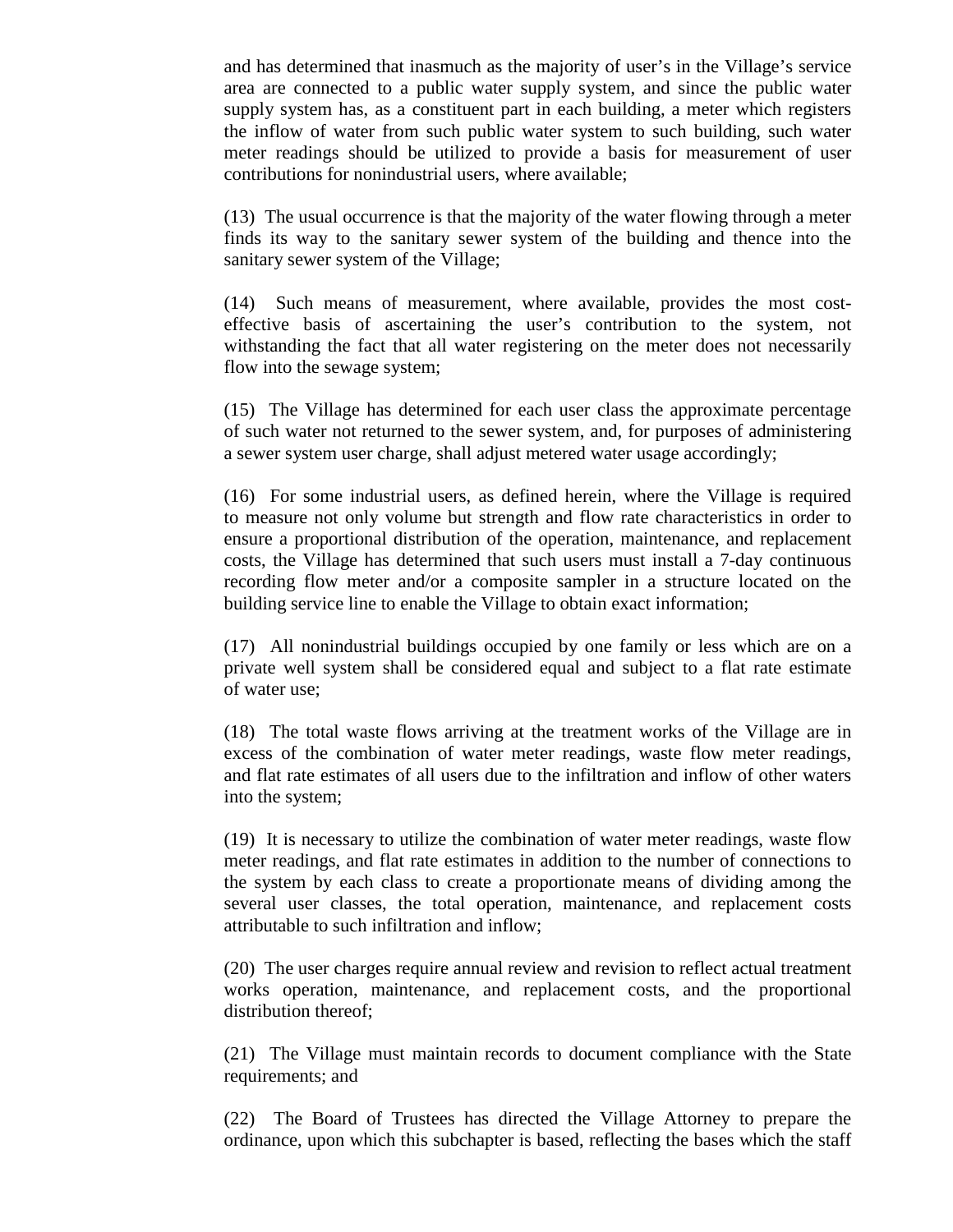and has determined that inasmuch as the majority of user's in the Village's service area are connected to a public water supply system, and since the public water supply system has, as a constituent part in each building, a meter which registers the inflow of water from such public water system to such building, such water meter readings should be utilized to provide a basis for measurement of user contributions for nonindustrial users, where available;

(13) The usual occurrence is that the majority of the water flowing through a meter finds its way to the sanitary sewer system of the building and thence into the sanitary sewer system of the Village;

(14) Such means of measurement, where available, provides the most cost-effective basis of ascertaining the user's contribution to the system, not withstanding the fact that all water registering on the meter does not necessarily flow into the sewage system;

(15) The Village has determined for each user class the approximate percentage of such water not returned to the sewer system, and, for purposes of administering a sewer system user charge, shall adjust metered water usage accordingly;

(16) For some industrial users, as defined herein, where the Village is required to measure not only volume but strength and flow rate characteristics in order to ensure a proportional distribution of the operation, maintenance, and replacement costs, the Village has determined that such users must install a 7-day continuous recording flow meter and/or a composite sampler in a structure located on the building service line to enable the Village to obtain exact information;

(17) All nonindustrial buildings occupied by one family or less which are on a private well system shall be considered equal and subject to a flat rate estimate of water use;

(18) The total waste flows arriving at the treatment works of the Village are in excess of the combination of water meter readings, waste flow meter readings, and flat rate estimates of all users due to the infiltration and inflow of other waters into the system;

(19) It is necessary to utilize the combination of water meter readings, waste flow meter readings, and flat rate estimates in addition to the number of connections to the system by each class to create a proportionate means of dividing among the several user classes, the total operation, maintenance, and replacement costs attributable to such infiltration and inflow;

(20) The user charges require annual review and revision to reflect actual treatment works operation, maintenance, and replacement costs, and the proportional distribution thereof;

(21) The Village must maintain records to document compliance with the State requirements; and

(22) The Board of Trustees has directed the Village Attorney to prepare the ordinance, upon which this subchapter is based, reflecting the bases which the staff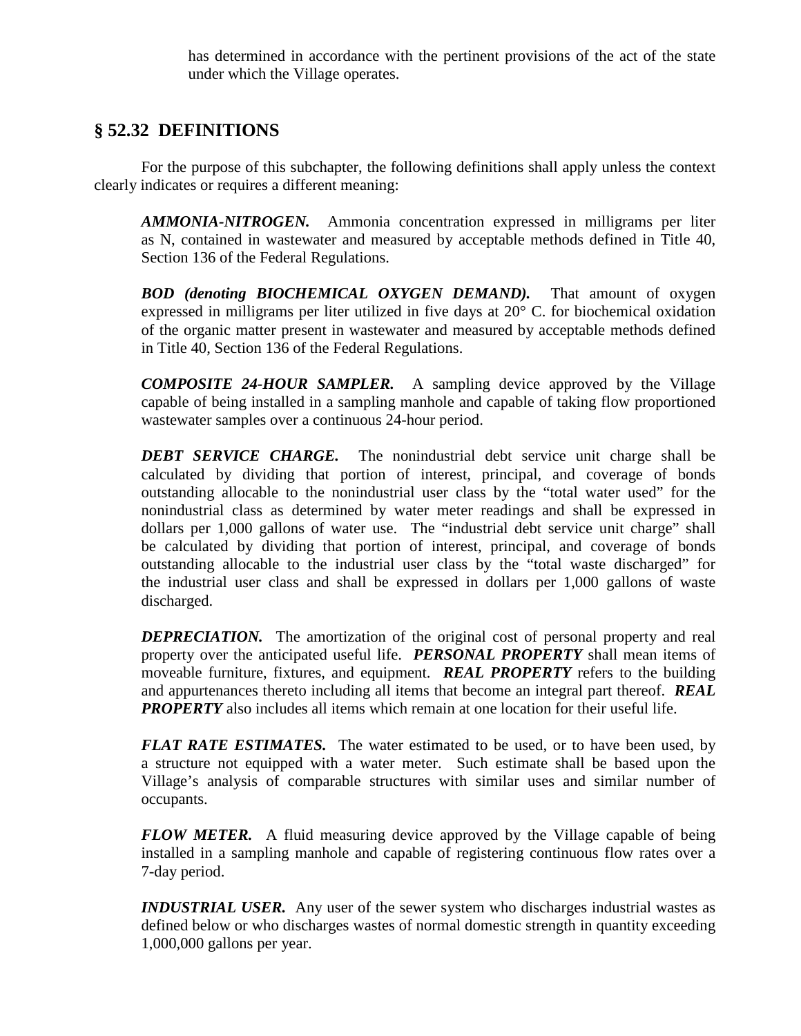has determined in accordance with the pertinent provisions of the act of the state under which the Village operates.

## § 52.32 DEFINITIONS

For the purpose of this subchapter, the following definitions shall apply unless the context clearly indicates or requires a different meaning:

***AMMONIA-NITROGEN.*** Ammonia concentration expressed in milligrams per liter as N, contained in wastewater and measured by acceptable methods defined in Title 40, Section 136 of the Federal Regulations.

***BOD (denoting BIOCHEMICAL OXYGEN DEMAND).*** That amount of oxygen expressed in milligrams per liter utilized in five days at 20° C. for biochemical oxidation of the organic matter present in wastewater and measured by acceptable methods defined in Title 40, Section 136 of the Federal Regulations.

***COMPOSITE 24-HOUR SAMPLER.*** A sampling device approved by the Village capable of being installed in a sampling manhole and capable of taking flow proportioned wastewater samples over a continuous 24-hour period.

***DEBT SERVICE CHARGE.*** The nonindustrial debt service unit charge shall be calculated by dividing that portion of interest, principal, and coverage of bonds outstanding allocable to the nonindustrial user class by the "total water used" for the nonindustrial class as determined by water meter readings and shall be expressed in dollars per 1,000 gallons of water use. The "industrial debt service unit charge" shall be calculated by dividing that portion of interest, principal, and coverage of bonds outstanding allocable to the industrial user class by the "total waste discharged" for the industrial user class and shall be expressed in dollars per 1,000 gallons of waste discharged.

***DEPRECIATION.*** The amortization of the original cost of personal property and real property over the anticipated useful life. ***PERSONAL PROPERTY*** shall mean items of moveable furniture, fixtures, and equipment. ***REAL PROPERTY*** refers to the building and appurtenances thereto including all items that become an integral part thereof. ***REAL PROPERTY*** also includes all items which remain at one location for their useful life.

***FLAT RATE ESTIMATES.*** The water estimated to be used, or to have been used, by a structure not equipped with a water meter. Such estimate shall be based upon the Village's analysis of comparable structures with similar uses and similar number of occupants.

***FLOW METER.*** A fluid measuring device approved by the Village capable of being installed in a sampling manhole and capable of registering continuous flow rates over a 7-day period.

***INDUSTRIAL USER.*** Any user of the sewer system who discharges industrial wastes as defined below or who discharges wastes of normal domestic strength in quantity exceeding 1,000,000 gallons per year.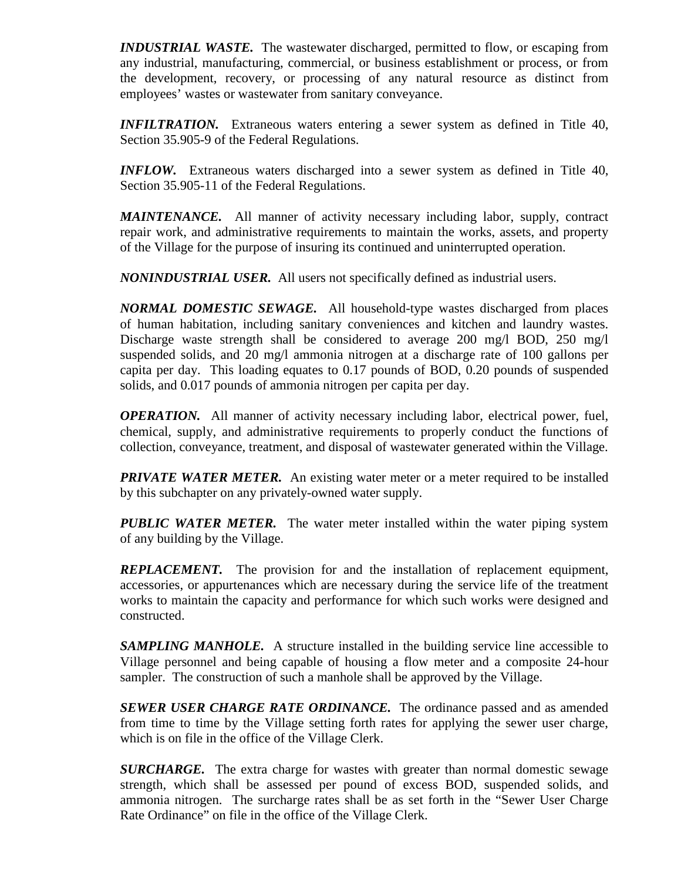***INDUSTRIAL WASTE.*** The wastewater discharged, permitted to flow, or escaping from any industrial, manufacturing, commercial, or business establishment or process, or from the development, recovery, or processing of any natural resource as distinct from employees' wastes or wastewater from sanitary conveyance.

***INFILTRATION.*** Extraneous waters entering a sewer system as defined in Title 40, Section 35.905-9 of the Federal Regulations.

***INFLOW.*** Extraneous waters discharged into a sewer system as defined in Title 40, Section 35.905-11 of the Federal Regulations.

***MAINTENANCE.*** All manner of activity necessary including labor, supply, contract repair work, and administrative requirements to maintain the works, assets, and property of the Village for the purpose of insuring its continued and uninterrupted operation.

***NONINDUSTRIAL USER.*** All users not specifically defined as industrial users.

***NORMAL DOMESTIC SEWAGE.*** All household-type wastes discharged from places of human habitation, including sanitary conveniences and kitchen and laundry wastes. Discharge waste strength shall be considered to average 200 mg/l BOD, 250 mg/l suspended solids, and 20 mg/l ammonia nitrogen at a discharge rate of 100 gallons per capita per day. This loading equates to 0.17 pounds of BOD, 0.20 pounds of suspended solids, and 0.017 pounds of ammonia nitrogen per capita per day.

***OPERATION.*** All manner of activity necessary including labor, electrical power, fuel, chemical, supply, and administrative requirements to properly conduct the functions of collection, conveyance, treatment, and disposal of wastewater generated within the Village.

***PRIVATE WATER METER.*** An existing water meter or a meter required to be installed by this subchapter on any privately-owned water supply.

***PUBLIC WATER METER.*** The water meter installed within the water piping system of any building by the Village.

***REPLACEMENT.*** The provision for and the installation of replacement equipment, accessories, or appurtenances which are necessary during the service life of the treatment works to maintain the capacity and performance for which such works were designed and constructed.

***SAMPLING MANHOLE.*** A structure installed in the building service line accessible to Village personnel and being capable of housing a flow meter and a composite 24-hour sampler. The construction of such a manhole shall be approved by the Village.

***SEWER USER CHARGE RATE ORDINANCE.*** The ordinance passed and as amended from time to time by the Village setting forth rates for applying the sewer user charge, which is on file in the office of the Village Clerk.

***SURCHARGE.*** The extra charge for wastes with greater than normal domestic sewage strength, which shall be assessed per pound of excess BOD, suspended solids, and ammonia nitrogen. The surcharge rates shall be as set forth in the "Sewer User Charge Rate Ordinance" on file in the office of the Village Clerk.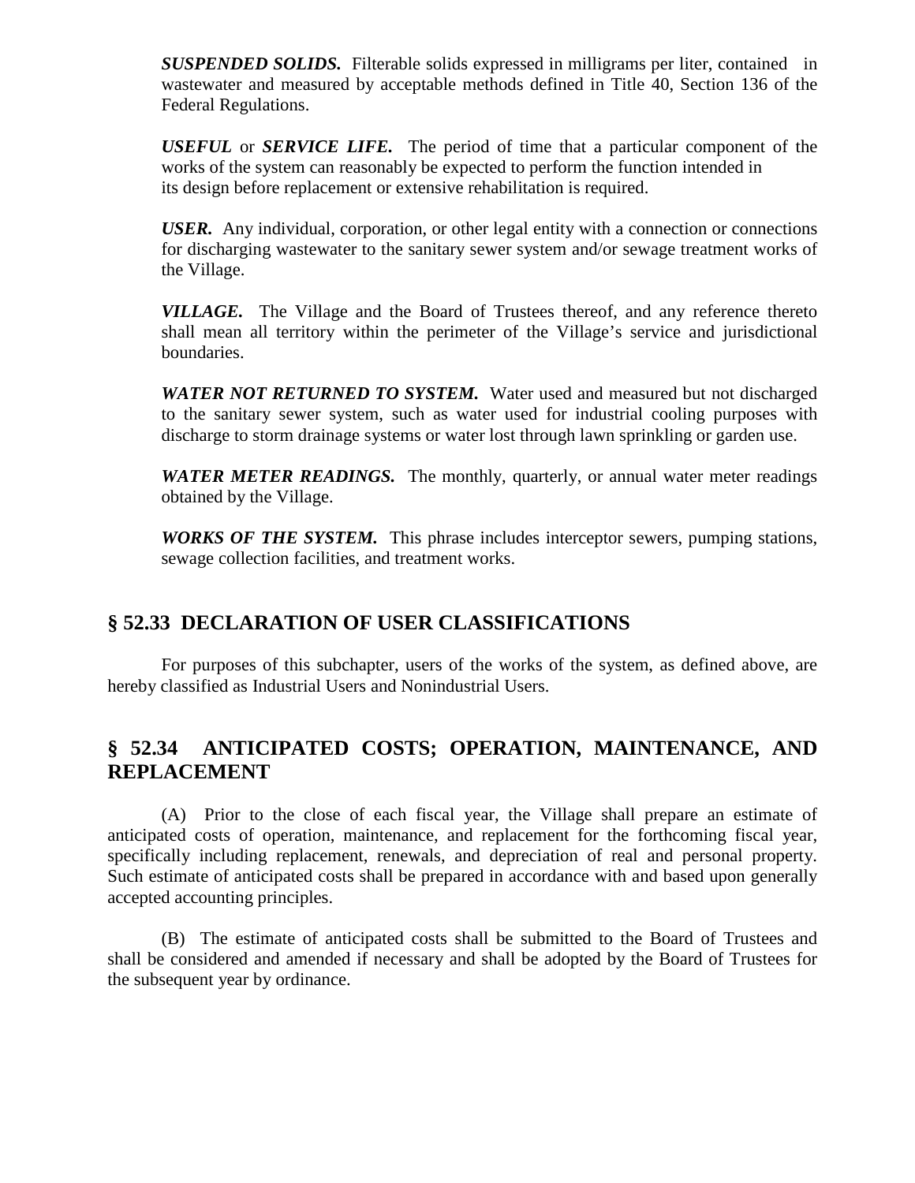***SUSPENDED SOLIDS.*** Filterable solids expressed in milligrams per liter, contained in wastewater and measured by acceptable methods defined in Title 40, Section 136 of the Federal Regulations.

***USEFUL*** or ***SERVICE LIFE.*** The period of time that a particular component of the works of the system can reasonably be expected to perform the function intended in its design before replacement or extensive rehabilitation is required.

***USER.*** Any individual, corporation, or other legal entity with a connection or connections for discharging wastewater to the sanitary sewer system and/or sewage treatment works of the Village.

***VILLAGE.*** The Village and the Board of Trustees thereof, and any reference thereto shall mean all territory within the perimeter of the Village's service and jurisdictional boundaries.

***WATER NOT RETURNED TO SYSTEM.*** Water used and measured but not discharged to the sanitary sewer system, such as water used for industrial cooling purposes with discharge to storm drainage systems or water lost through lawn sprinkling or garden use.

***WATER METER READINGS.*** The monthly, quarterly, or annual water meter readings obtained by the Village.

***WORKS OF THE SYSTEM.*** This phrase includes interceptor sewers, pumping stations, sewage collection facilities, and treatment works.

## § 52.33 DECLARATION OF USER CLASSIFICATIONS

For purposes of this subchapter, users of the works of the system, as defined above, are hereby classified as Industrial Users and Nonindustrial Users.

## § 52.34 ANTICIPATED COSTS; OPERATION, MAINTENANCE, AND REPLACEMENT

(A) Prior to the close of each fiscal year, the Village shall prepare an estimate of anticipated costs of operation, maintenance, and replacement for the forthcoming fiscal year, specifically including replacement, renewals, and depreciation of real and personal property. Such estimate of anticipated costs shall be prepared in accordance with and based upon generally accepted accounting principles.

(B) The estimate of anticipated costs shall be submitted to the Board of Trustees and shall be considered and amended if necessary and shall be adopted by the Board of Trustees for the subsequent year by ordinance.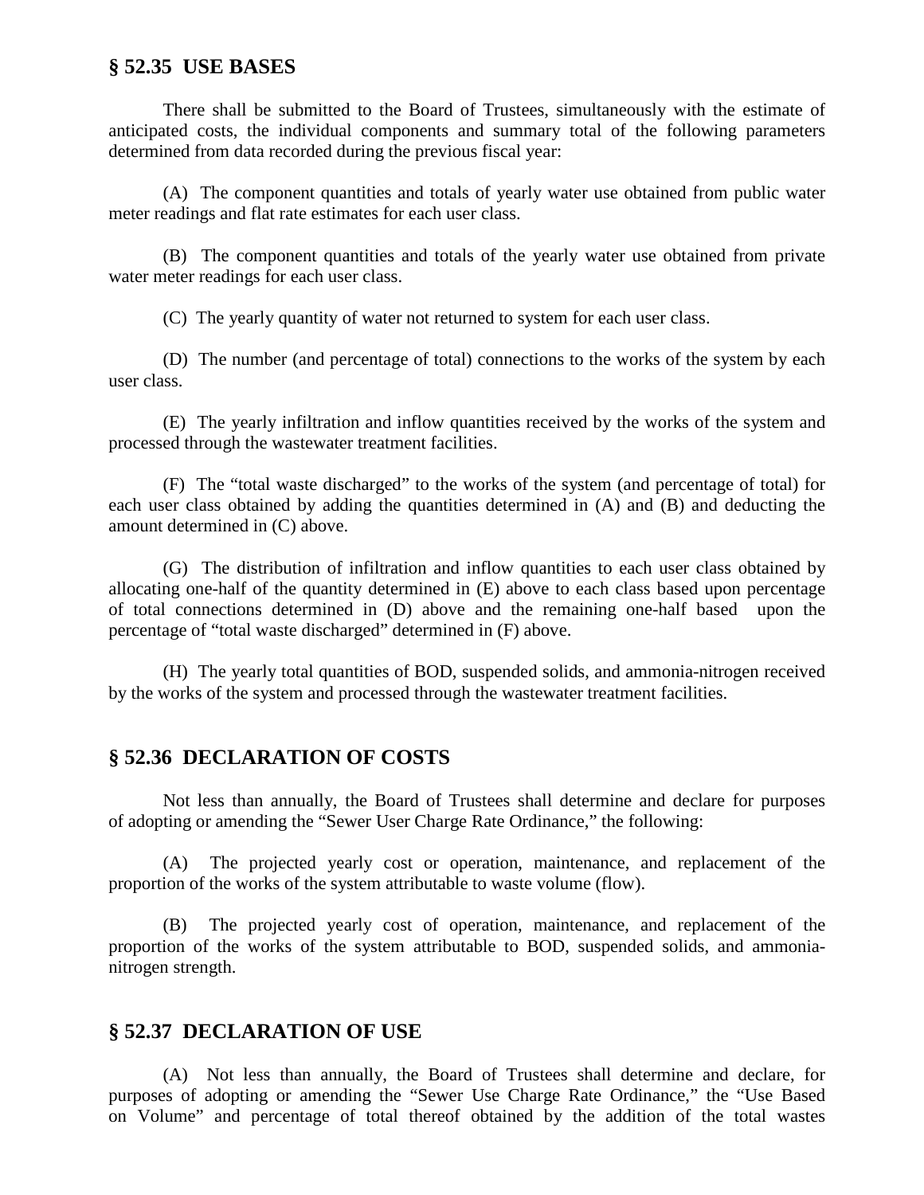## § 52.35 USE BASES

There shall be submitted to the Board of Trustees, simultaneously with the estimate of anticipated costs, the individual components and summary total of the following parameters determined from data recorded during the previous fiscal year:

(A) The component quantities and totals of yearly water use obtained from public water meter readings and flat rate estimates for each user class.

(B) The component quantities and totals of the yearly water use obtained from private water meter readings for each user class.

(C) The yearly quantity of water not returned to system for each user class.

(D) The number (and percentage of total) connections to the works of the system by each user class.

(E) The yearly infiltration and inflow quantities received by the works of the system and processed through the wastewater treatment facilities.

(F) The "total waste discharged" to the works of the system (and percentage of total) for each user class obtained by adding the quantities determined in (A) and (B) and deducting the amount determined in (C) above.

(G) The distribution of infiltration and inflow quantities to each user class obtained by allocating one-half of the quantity determined in (E) above to each class based upon percentage of total connections determined in (D) above and the remaining one-half based upon the percentage of "total waste discharged" determined in (F) above.

(H) The yearly total quantities of BOD, suspended solids, and ammonia-nitrogen received by the works of the system and processed through the wastewater treatment facilities.

## § 52.36 DECLARATION OF COSTS

Not less than annually, the Board of Trustees shall determine and declare for purposes of adopting or amending the "Sewer User Charge Rate Ordinance," the following:

(A) The projected yearly cost or operation, maintenance, and replacement of the proportion of the works of the system attributable to waste volume (flow).

(B) The projected yearly cost of operation, maintenance, and replacement of the proportion of the works of the system attributable to BOD, suspended solids, and ammonia-nitrogen strength.

## § 52.37 DECLARATION OF USE

(A) Not less than annually, the Board of Trustees shall determine and declare, for purposes of adopting or amending the "Sewer Use Charge Rate Ordinance," the "Use Based on Volume" and percentage of total thereof obtained by the addition of the total wastes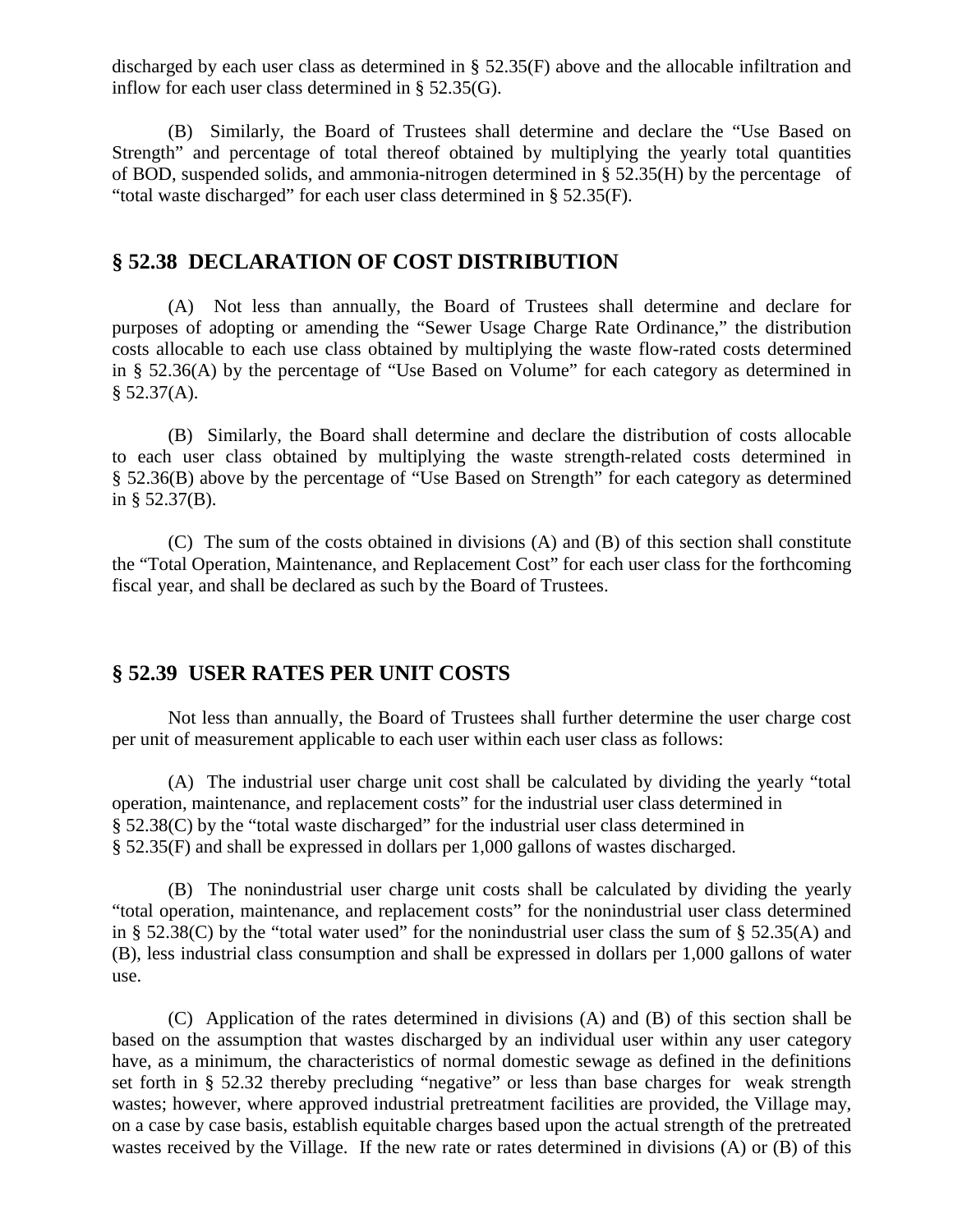discharged by each user class as determined in § 52.35(F) above and the allocable infiltration and inflow for each user class determined in § 52.35(G).

(B) Similarly, the Board of Trustees shall determine and declare the "Use Based on Strength" and percentage of total thereof obtained by multiplying the yearly total quantities of BOD, suspended solids, and ammonia-nitrogen determined in § 52.35(H) by the percentage of "total waste discharged" for each user class determined in § 52.35(F).

## § 52.38 DECLARATION OF COST DISTRIBUTION

(A) Not less than annually, the Board of Trustees shall determine and declare for purposes of adopting or amending the "Sewer Usage Charge Rate Ordinance," the distribution costs allocable to each use class obtained by multiplying the waste flow-rated costs determined in § 52.36(A) by the percentage of "Use Based on Volume" for each category as determined in § 52.37(A).

(B) Similarly, the Board shall determine and declare the distribution of costs allocable to each user class obtained by multiplying the waste strength-related costs determined in § 52.36(B) above by the percentage of "Use Based on Strength" for each category as determined in § 52.37(B).

(C) The sum of the costs obtained in divisions (A) and (B) of this section shall constitute the "Total Operation, Maintenance, and Replacement Cost" for each user class for the forthcoming fiscal year, and shall be declared as such by the Board of Trustees.

## § 52.39 USER RATES PER UNIT COSTS

Not less than annually, the Board of Trustees shall further determine the user charge cost per unit of measurement applicable to each user within each user class as follows:

(A) The industrial user charge unit cost shall be calculated by dividing the yearly "total operation, maintenance, and replacement costs" for the industrial user class determined in § 52.38(C) by the "total waste discharged" for the industrial user class determined in § 52.35(F) and shall be expressed in dollars per 1,000 gallons of wastes discharged.

(B) The nonindustrial user charge unit costs shall be calculated by dividing the yearly "total operation, maintenance, and replacement costs" for the nonindustrial user class determined in § 52.38(C) by the "total water used" for the nonindustrial user class the sum of § 52.35(A) and (B), less industrial class consumption and shall be expressed in dollars per 1,000 gallons of water use.

(C) Application of the rates determined in divisions (A) and (B) of this section shall be based on the assumption that wastes discharged by an individual user within any user category have, as a minimum, the characteristics of normal domestic sewage as defined in the definitions set forth in § 52.32 thereby precluding "negative" or less than base charges for weak strength wastes; however, where approved industrial pretreatment facilities are provided, the Village may, on a case by case basis, establish equitable charges based upon the actual strength of the pretreated wastes received by the Village. If the new rate or rates determined in divisions (A) or (B) of this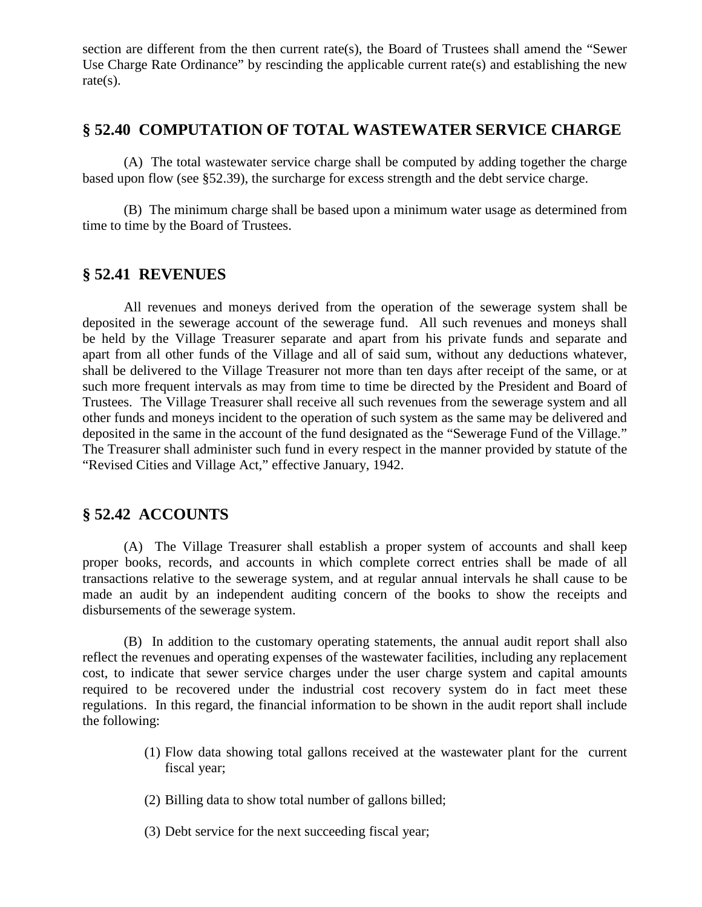section are different from the then current rate(s), the Board of Trustees shall amend the "Sewer Use Charge Rate Ordinance" by rescinding the applicable current rate(s) and establishing the new rate(s).

## § 52.40 COMPUTATION OF TOTAL WASTEWATER SERVICE CHARGE

(A) The total wastewater service charge shall be computed by adding together the charge based upon flow (see §52.39), the surcharge for excess strength and the debt service charge.

(B) The minimum charge shall be based upon a minimum water usage as determined from time to time by the Board of Trustees.

## § 52.41 REVENUES

All revenues and moneys derived from the operation of the sewerage system shall be deposited in the sewerage account of the sewerage fund. All such revenues and moneys shall be held by the Village Treasurer separate and apart from his private funds and separate and apart from all other funds of the Village and all of said sum, without any deductions whatever, shall be delivered to the Village Treasurer not more than ten days after receipt of the same, or at such more frequent intervals as may from time to time be directed by the President and Board of Trustees. The Village Treasurer shall receive all such revenues from the sewerage system and all other funds and moneys incident to the operation of such system as the same may be delivered and deposited in the same in the account of the fund designated as the "Sewerage Fund of the Village." The Treasurer shall administer such fund in every respect in the manner provided by statute of the "Revised Cities and Village Act," effective January, 1942.

## § 52.42 ACCOUNTS

(A) The Village Treasurer shall establish a proper system of accounts and shall keep proper books, records, and accounts in which complete correct entries shall be made of all transactions relative to the sewerage system, and at regular annual intervals he shall cause to be made an audit by an independent auditing concern of the books to show the receipts and disbursements of the sewerage system.

(B) In addition to the customary operating statements, the annual audit report shall also reflect the revenues and operating expenses of the wastewater facilities, including any replacement cost, to indicate that sewer service charges under the user charge system and capital amounts required to be recovered under the industrial cost recovery system do in fact meet these regulations. In this regard, the financial information to be shown in the audit report shall include the following:

(1) Flow data showing total gallons received at the wastewater plant for the current fiscal year;

(2) Billing data to show total number of gallons billed;

(3) Debt service for the next succeeding fiscal year;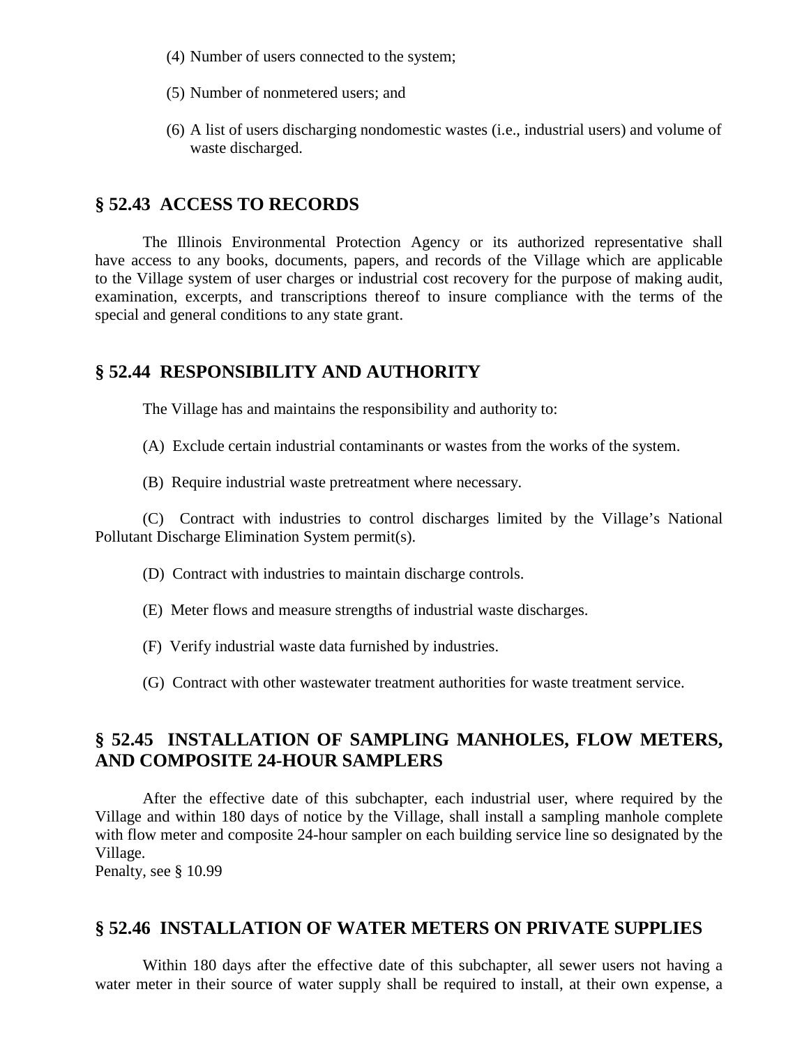(4) Number of users connected to the system;

(5) Number of nonmetered users; and

(6) A list of users discharging nondomestic wastes (i.e., industrial users) and volume of waste discharged.

## § 52.43 ACCESS TO RECORDS

The Illinois Environmental Protection Agency or its authorized representative shall have access to any books, documents, papers, and records of the Village which are applicable to the Village system of user charges or industrial cost recovery for the purpose of making audit, examination, excerpts, and transcriptions thereof to insure compliance with the terms of the special and general conditions to any state grant.

## § 52.44 RESPONSIBILITY AND AUTHORITY

The Village has and maintains the responsibility and authority to:

(A) Exclude certain industrial contaminants or wastes from the works of the system.

(B) Require industrial waste pretreatment where necessary.

(C) Contract with industries to control discharges limited by the Village's National Pollutant Discharge Elimination System permit(s).

(D) Contract with industries to maintain discharge controls.

(E) Meter flows and measure strengths of industrial waste discharges.

(F) Verify industrial waste data furnished by industries.

(G) Contract with other wastewater treatment authorities for waste treatment service.

## § 52.45 INSTALLATION OF SAMPLING MANHOLES, FLOW METERS, AND COMPOSITE 24-HOUR SAMPLERS

After the effective date of this subchapter, each industrial user, where required by the Village and within 180 days of notice by the Village, shall install a sampling manhole complete with flow meter and composite 24-hour sampler on each building service line so designated by the Village.
Penalty, see § 10.99

## § 52.46 INSTALLATION OF WATER METERS ON PRIVATE SUPPLIES

Within 180 days after the effective date of this subchapter, all sewer users not having a water meter in their source of water supply shall be required to install, at their own expense, a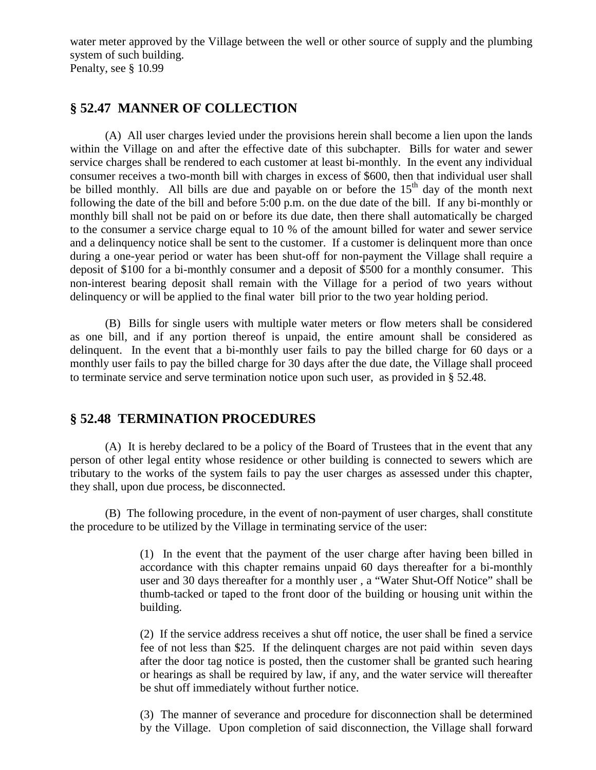water meter approved by the Village between the well or other source of supply and the plumbing system of such building.
Penalty, see § 10.99

## § 52.47 MANNER OF COLLECTION

(A) All user charges levied under the provisions herein shall become a lien upon the lands within the Village on and after the effective date of this subchapter. Bills for water and sewer service charges shall be rendered to each customer at least bi-monthly. In the event any individual consumer receives a two-month bill with charges in excess of $600, then that individual user shall be billed monthly. All bills are due and payable on or before the 15th day of the month next following the date of the bill and before 5:00 p.m. on the due date of the bill. If any bi-monthly or monthly bill shall not be paid on or before its due date, then there shall automatically be charged to the consumer a service charge equal to 10 % of the amount billed for water and sewer service and a delinquency notice shall be sent to the customer. If a customer is delinquent more than once during a one-year period or water has been shut-off for non-payment the Village shall require a deposit of $100 for a bi-monthly consumer and a deposit of $500 for a monthly consumer. This non-interest bearing deposit shall remain with the Village for a period of two years without delinquency or will be applied to the final water bill prior to the two year holding period.

(B) Bills for single users with multiple water meters or flow meters shall be considered as one bill, and if any portion thereof is unpaid, the entire amount shall be considered as delinquent. In the event that a bi-monthly user fails to pay the billed charge for 60 days or a monthly user fails to pay the billed charge for 30 days after the due date, the Village shall proceed to terminate service and serve termination notice upon such user, as provided in § 52.48.

## § 52.48 TERMINATION PROCEDURES

(A) It is hereby declared to be a policy of the Board of Trustees that in the event that any person of other legal entity whose residence or other building is connected to sewers which are tributary to the works of the system fails to pay the user charges as assessed under this chapter, they shall, upon due process, be disconnected.

(B) The following procedure, in the event of non-payment of user charges, shall constitute the procedure to be utilized by the Village in terminating service of the user:

> (1) In the event that the payment of the user charge after having been billed in accordance with this chapter remains unpaid 60 days thereafter for a bi-monthly user and 30 days thereafter for a monthly user , a "Water Shut-Off Notice" shall be thumb-tacked or taped to the front door of the building or housing unit within the building.
>
> (2) If the service address receives a shut off notice, the user shall be fined a service fee of not less than $25. If the delinquent charges are not paid within seven days after the door tag notice is posted, then the customer shall be granted such hearing or hearings as shall be required by law, if any, and the water service will thereafter be shut off immediately without further notice.
>
> (3) The manner of severance and procedure for disconnection shall be determined by the Village. Upon completion of said disconnection, the Village shall forward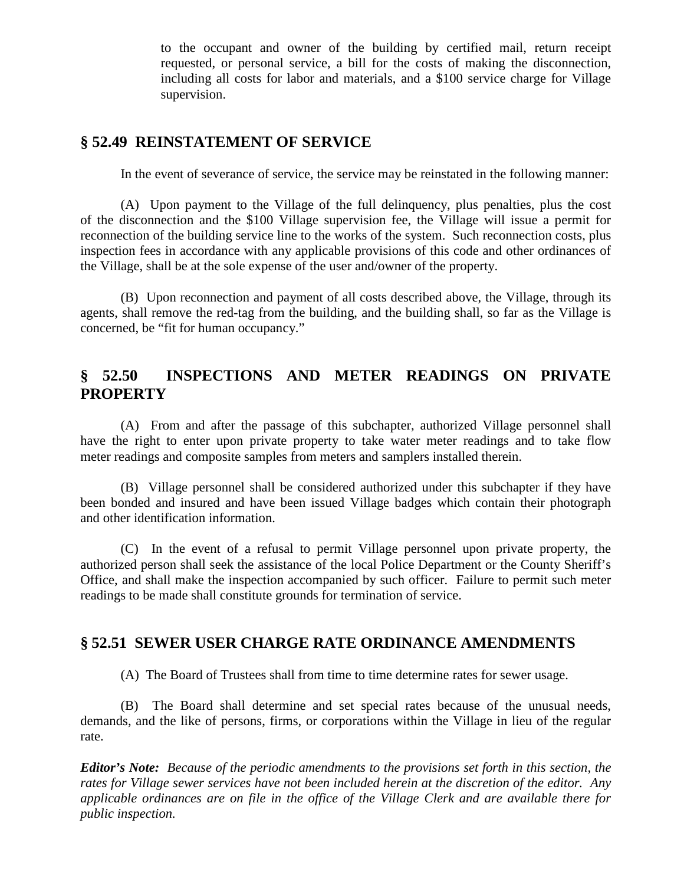to the occupant and owner of the building by certified mail, return receipt requested, or personal service, a bill for the costs of making the disconnection, including all costs for labor and materials, and a $100 service charge for Village supervision.

## § 52.49 REINSTATEMENT OF SERVICE

In the event of severance of service, the service may be reinstated in the following manner:

(A) Upon payment to the Village of the full delinquency, plus penalties, plus the cost of the disconnection and the $100 Village supervision fee, the Village will issue a permit for reconnection of the building service line to the works of the system. Such reconnection costs, plus inspection fees in accordance with any applicable provisions of this code and other ordinances of the Village, shall be at the sole expense of the user and/owner of the property.

(B) Upon reconnection and payment of all costs described above, the Village, through its agents, shall remove the red-tag from the building, and the building shall, so far as the Village is concerned, be "fit for human occupancy."

## § 52.50 INSPECTIONS AND METER READINGS ON PRIVATE PROPERTY

(A) From and after the passage of this subchapter, authorized Village personnel shall have the right to enter upon private property to take water meter readings and to take flow meter readings and composite samples from meters and samplers installed therein.

(B) Village personnel shall be considered authorized under this subchapter if they have been bonded and insured and have been issued Village badges which contain their photograph and other identification information.

(C) In the event of a refusal to permit Village personnel upon private property, the authorized person shall seek the assistance of the local Police Department or the County Sheriff's Office, and shall make the inspection accompanied by such officer. Failure to permit such meter readings to be made shall constitute grounds for termination of service.

## § 52.51 SEWER USER CHARGE RATE ORDINANCE AMENDMENTS

(A) The Board of Trustees shall from time to time determine rates for sewer usage.

(B) The Board shall determine and set special rates because of the unusual needs, demands, and the like of persons, firms, or corporations within the Village in lieu of the regular rate.

***Editor's Note:*** *Because of the periodic amendments to the provisions set forth in this section, the rates for Village sewer services have not been included herein at the discretion of the editor. Any applicable ordinances are on file in the office of the Village Clerk and are available there for public inspection.*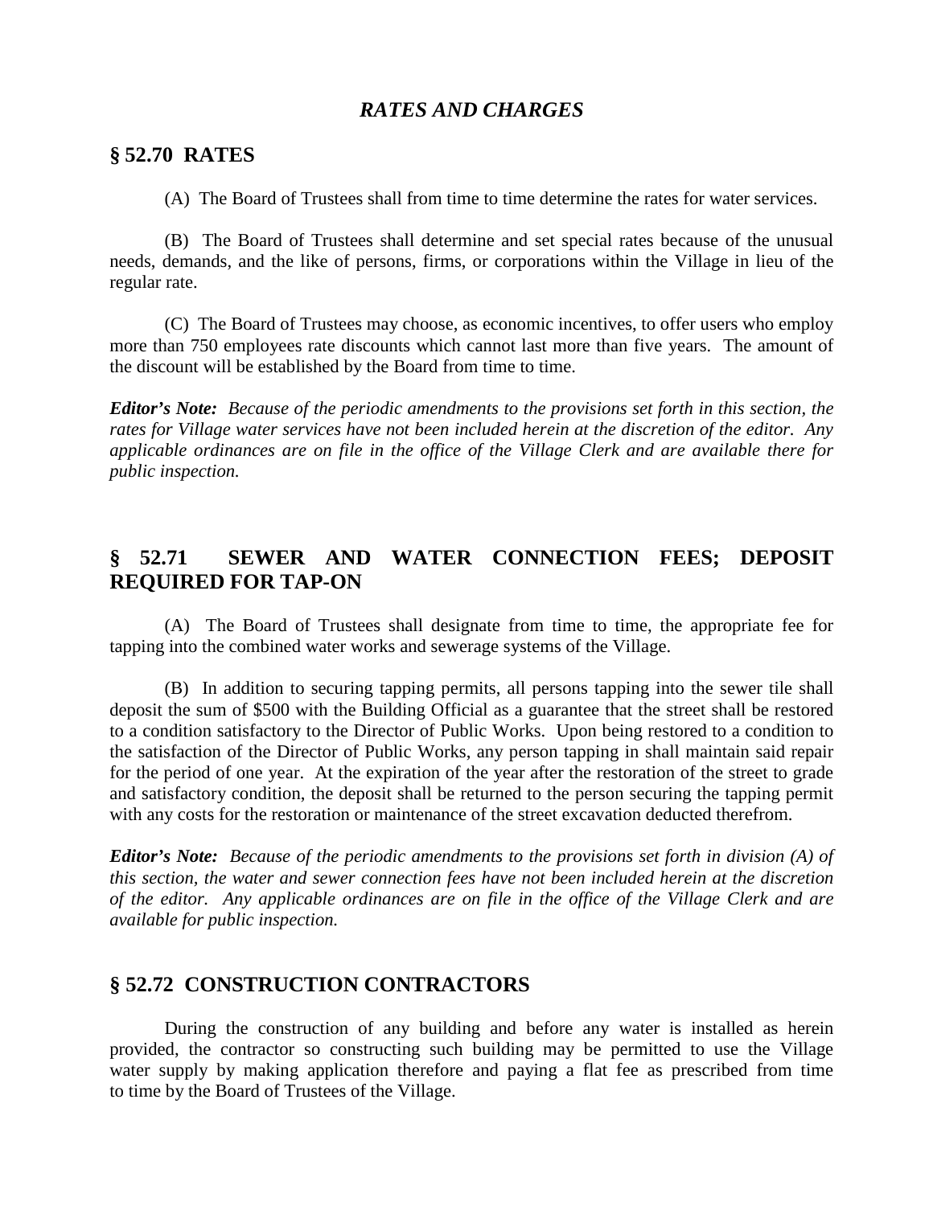## *RATES AND CHARGES*

### § 52.70 RATES

(A) The Board of Trustees shall from time to time determine the rates for water services.

(B) The Board of Trustees shall determine and set special rates because of the unusual needs, demands, and the like of persons, firms, or corporations within the Village in lieu of the regular rate.

(C) The Board of Trustees may choose, as economic incentives, to offer users who employ more than 750 employees rate discounts which cannot last more than five years. The amount of the discount will be established by the Board from time to time.

***Editor's Note:*** *Because of the periodic amendments to the provisions set forth in this section, the rates for Village water services have not been included herein at the discretion of the editor. Any applicable ordinances are on file in the office of the Village Clerk and are available there for public inspection.*

### § 52.71 SEWER AND WATER CONNECTION FEES; DEPOSIT REQUIRED FOR TAP-ON

(A) The Board of Trustees shall designate from time to time, the appropriate fee for tapping into the combined water works and sewerage systems of the Village.

(B) In addition to securing tapping permits, all persons tapping into the sewer tile shall deposit the sum of $500 with the Building Official as a guarantee that the street shall be restored to a condition satisfactory to the Director of Public Works. Upon being restored to a condition to the satisfaction of the Director of Public Works, any person tapping in shall maintain said repair for the period of one year. At the expiration of the year after the restoration of the street to grade and satisfactory condition, the deposit shall be returned to the person securing the tapping permit with any costs for the restoration or maintenance of the street excavation deducted therefrom.

***Editor's Note:*** *Because of the periodic amendments to the provisions set forth in division (A) of this section, the water and sewer connection fees have not been included herein at the discretion of the editor. Any applicable ordinances are on file in the office of the Village Clerk and are available for public inspection.*

### § 52.72 CONSTRUCTION CONTRACTORS

During the construction of any building and before any water is installed as herein provided, the contractor so constructing such building may be permitted to use the Village water supply by making application therefore and paying a flat fee as prescribed from time to time by the Board of Trustees of the Village.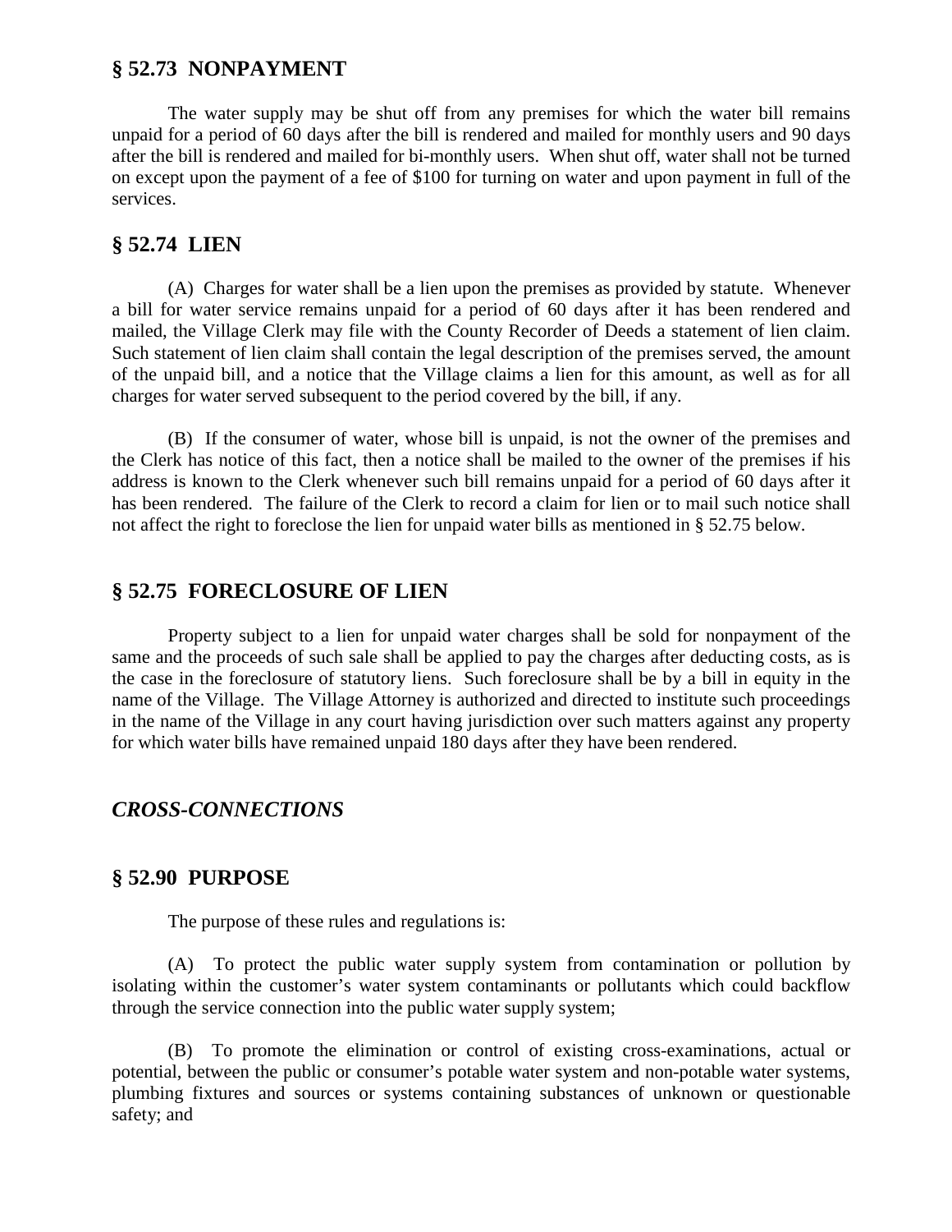## § 52.73 NONPAYMENT

The water supply may be shut off from any premises for which the water bill remains unpaid for a period of 60 days after the bill is rendered and mailed for monthly users and 90 days after the bill is rendered and mailed for bi-monthly users. When shut off, water shall not be turned on except upon the payment of a fee of $100 for turning on water and upon payment in full of the services.

## § 52.74 LIEN

(A) Charges for water shall be a lien upon the premises as provided by statute. Whenever a bill for water service remains unpaid for a period of 60 days after it has been rendered and mailed, the Village Clerk may file with the County Recorder of Deeds a statement of lien claim. Such statement of lien claim shall contain the legal description of the premises served, the amount of the unpaid bill, and a notice that the Village claims a lien for this amount, as well as for all charges for water served subsequent to the period covered by the bill, if any.

(B) If the consumer of water, whose bill is unpaid, is not the owner of the premises and the Clerk has notice of this fact, then a notice shall be mailed to the owner of the premises if his address is known to the Clerk whenever such bill remains unpaid for a period of 60 days after it has been rendered. The failure of the Clerk to record a claim for lien or to mail such notice shall not affect the right to foreclose the lien for unpaid water bills as mentioned in § 52.75 below.

## § 52.75 FORECLOSURE OF LIEN

Property subject to a lien for unpaid water charges shall be sold for nonpayment of the same and the proceeds of such sale shall be applied to pay the charges after deducting costs, as is the case in the foreclosure of statutory liens. Such foreclosure shall be by a bill in equity in the name of the Village. The Village Attorney is authorized and directed to institute such proceedings in the name of the Village in any court having jurisdiction over such matters against any property for which water bills have remained unpaid 180 days after they have been rendered.

## *CROSS-CONNECTIONS*

## § 52.90 PURPOSE

The purpose of these rules and regulations is:

(A) To protect the public water supply system from contamination or pollution by isolating within the customer's water system contaminants or pollutants which could backflow through the service connection into the public water supply system;

(B) To promote the elimination or control of existing cross-examinations, actual or potential, between the public or consumer's potable water system and non-potable water systems, plumbing fixtures and sources or systems containing substances of unknown or questionable safety; and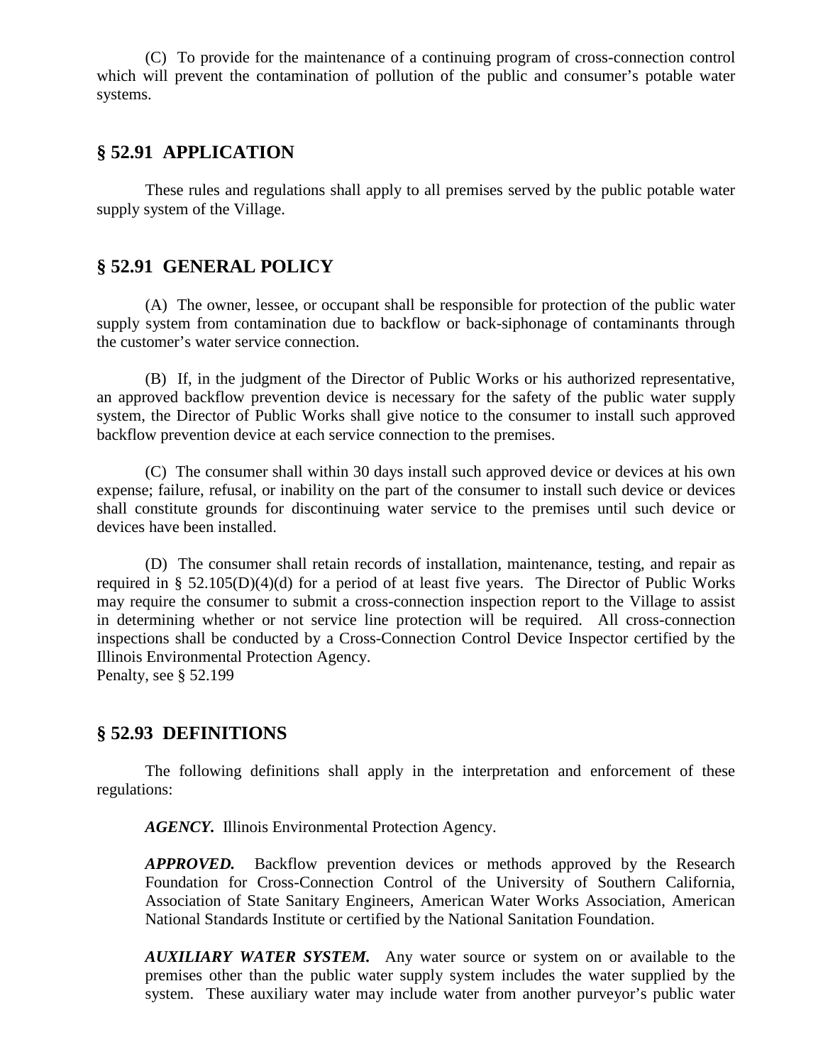(C)  To provide for the maintenance of a continuing program of cross-connection control which will prevent the contamination of pollution of the public and consumer's potable water systems.

## § 52.91  APPLICATION

These rules and regulations shall apply to all premises served by the public potable water supply system of the Village.

## § 52.91  GENERAL POLICY

(A)  The owner, lessee, or occupant shall be responsible for protection of the public water supply system from contamination due to backflow or back-siphonage of contaminants through the customer's water service connection.

(B)  If, in the judgment of the Director of Public Works or his authorized representative, an approved backflow prevention device is necessary for the safety of the public water supply system, the Director of Public Works shall give notice to the consumer to install such approved backflow prevention device at each service connection to the premises.

(C)  The consumer shall within 30 days install such approved device or devices at his own expense; failure, refusal, or inability on the part of the consumer to install such device or devices shall constitute grounds for discontinuing water service to the premises until such device or devices have been installed.

(D)  The consumer shall retain records of installation, maintenance, testing, and repair as required in § 52.105(D)(4)(d) for a period of at least five years.  The Director of Public Works may require the consumer to submit a cross-connection inspection report to the Village to assist in determining whether or not service line protection will be required.  All cross-connection inspections shall be conducted by a Cross-Connection Control Device Inspector certified by the Illinois Environmental Protection Agency.
Penalty, see § 52.199

## § 52.93  DEFINITIONS

The following definitions shall apply in the interpretation and enforcement of these regulations:

***AGENCY.***  Illinois Environmental Protection Agency.

***APPROVED.***  Backflow prevention devices or methods approved by the Research Foundation for Cross-Connection Control of the University of Southern California, Association of State Sanitary Engineers, American Water Works Association, American National Standards Institute or certified by the National Sanitation Foundation.

***AUXILIARY WATER SYSTEM.***  Any water source or system on or available to the premises other than the public water supply system includes the water supplied by the system.  These auxiliary water may include water from another purveyor's public water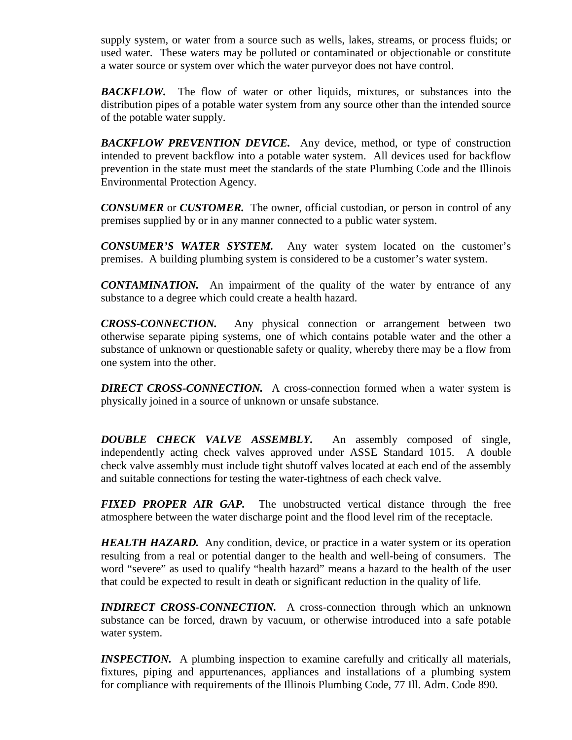supply system, or water from a source such as wells, lakes, streams, or process fluids; or used water. These waters may be polluted or contaminated or objectionable or constitute a water source or system over which the water purveyor does not have control.

***BACKFLOW.*** The flow of water or other liquids, mixtures, or substances into the distribution pipes of a potable water system from any source other than the intended source of the potable water supply.

***BACKFLOW PREVENTION DEVICE.*** Any device, method, or type of construction intended to prevent backflow into a potable water system. All devices used for backflow prevention in the state must meet the standards of the state Plumbing Code and the Illinois Environmental Protection Agency.

***CONSUMER*** or ***CUSTOMER.*** The owner, official custodian, or person in control of any premises supplied by or in any manner connected to a public water system.

***CONSUMER'S WATER SYSTEM.*** Any water system located on the customer's premises. A building plumbing system is considered to be a customer's water system.

***CONTAMINATION.*** An impairment of the quality of the water by entrance of any substance to a degree which could create a health hazard.

***CROSS-CONNECTION.*** Any physical connection or arrangement between two otherwise separate piping systems, one of which contains potable water and the other a substance of unknown or questionable safety or quality, whereby there may be a flow from one system into the other.

***DIRECT CROSS-CONNECTION.*** A cross-connection formed when a water system is physically joined in a source of unknown or unsafe substance.

***DOUBLE CHECK VALVE ASSEMBLY.*** An assembly composed of single, independently acting check valves approved under ASSE Standard 1015. A double check valve assembly must include tight shutoff valves located at each end of the assembly and suitable connections for testing the water-tightness of each check valve.

***FIXED PROPER AIR GAP.*** The unobstructed vertical distance through the free atmosphere between the water discharge point and the flood level rim of the receptacle.

***HEALTH HAZARD.*** Any condition, device, or practice in a water system or its operation resulting from a real or potential danger to the health and well-being of consumers. The word "severe" as used to qualify "health hazard" means a hazard to the health of the user that could be expected to result in death or significant reduction in the quality of life.

***INDIRECT CROSS-CONNECTION.*** A cross-connection through which an unknown substance can be forced, drawn by vacuum, or otherwise introduced into a safe potable water system.

***INSPECTION.*** A plumbing inspection to examine carefully and critically all materials, fixtures, piping and appurtenances, appliances and installations of a plumbing system for compliance with requirements of the Illinois Plumbing Code, 77 Ill. Adm. Code 890.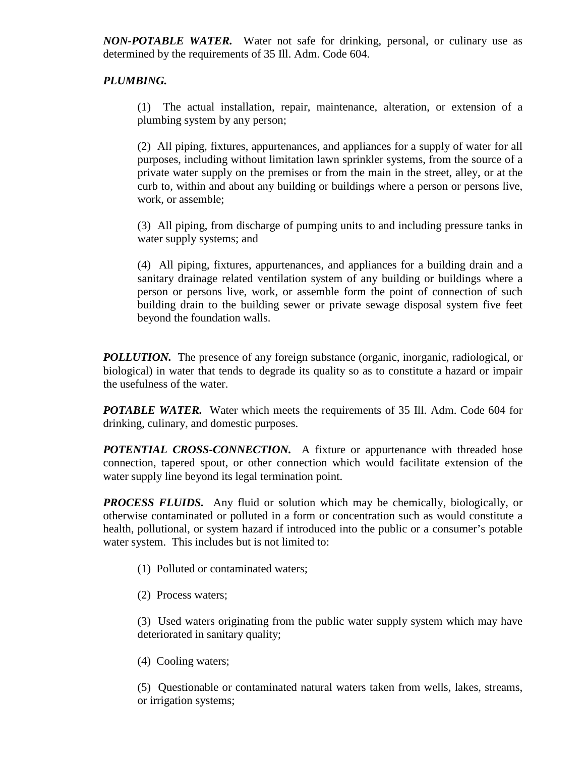***NON-POTABLE WATER.*** Water not safe for drinking, personal, or culinary use as determined by the requirements of 35 Ill. Adm. Code 604.

***PLUMBING.***

(1) The actual installation, repair, maintenance, alteration, or extension of a plumbing system by any person;

(2) All piping, fixtures, appurtenances, and appliances for a supply of water for all purposes, including without limitation lawn sprinkler systems, from the source of a private water supply on the premises or from the main in the street, alley, or at the curb to, within and about any building or buildings where a person or persons live, work, or assemble;

(3) All piping, from discharge of pumping units to and including pressure tanks in water supply systems; and

(4) All piping, fixtures, appurtenances, and appliances for a building drain and a sanitary drainage related ventilation system of any building or buildings where a person or persons live, work, or assemble form the point of connection of such building drain to the building sewer or private sewage disposal system five feet beyond the foundation walls.

***POLLUTION.*** The presence of any foreign substance (organic, inorganic, radiological, or biological) in water that tends to degrade its quality so as to constitute a hazard or impair the usefulness of the water.

***POTABLE WATER.*** Water which meets the requirements of 35 Ill. Adm. Code 604 for drinking, culinary, and domestic purposes.

***POTENTIAL CROSS-CONNECTION.*** A fixture or appurtenance with threaded hose connection, tapered spout, or other connection which would facilitate extension of the water supply line beyond its legal termination point.

***PROCESS FLUIDS.*** Any fluid or solution which may be chemically, biologically, or otherwise contaminated or polluted in a form or concentration such as would constitute a health, pollutional, or system hazard if introduced into the public or a consumer's potable water system. This includes but is not limited to:

(1) Polluted or contaminated waters;

(2) Process waters;

(3) Used waters originating from the public water supply system which may have deteriorated in sanitary quality;

(4) Cooling waters;

(5) Questionable or contaminated natural waters taken from wells, lakes, streams, or irrigation systems;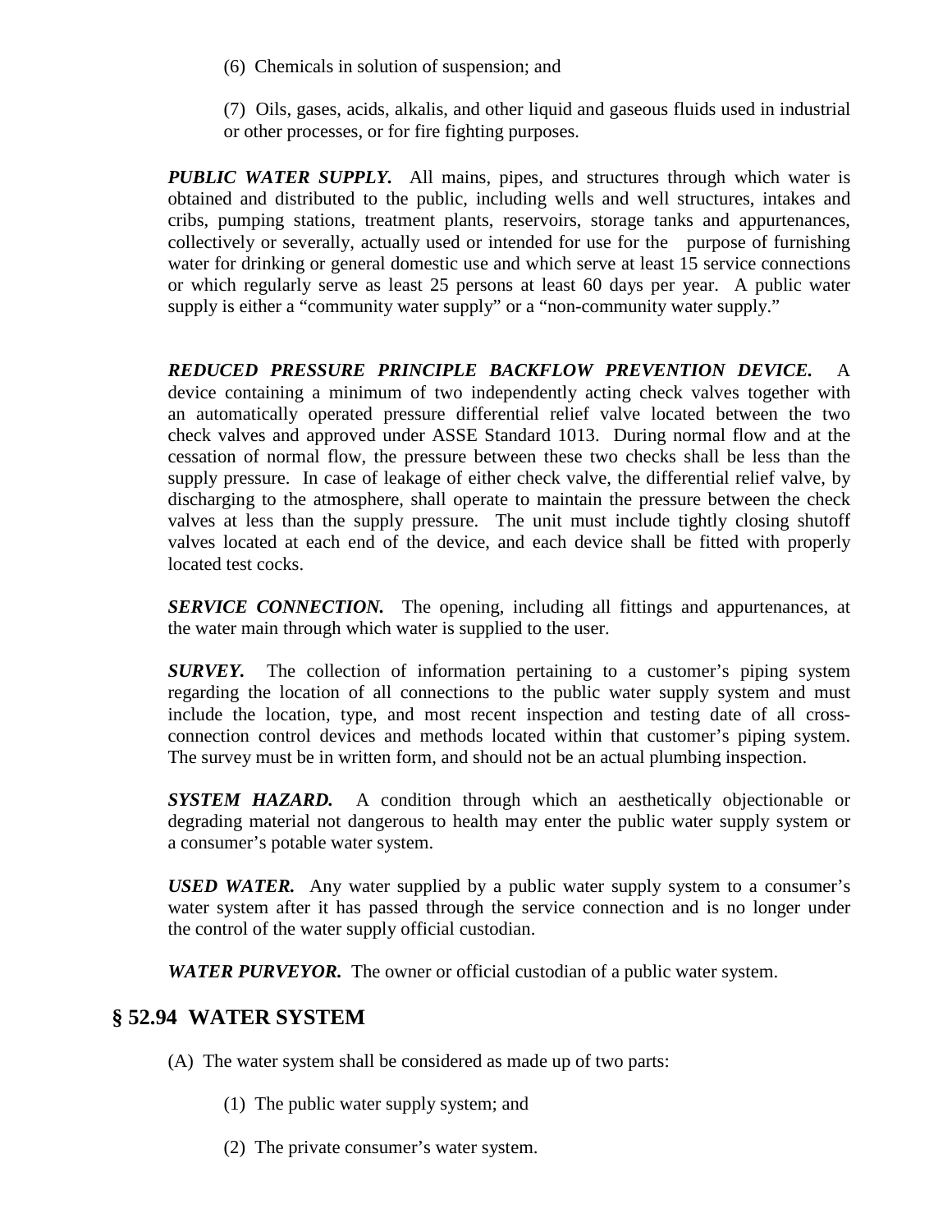(6) Chemicals in solution of suspension; and

(7) Oils, gases, acids, alkalis, and other liquid and gaseous fluids used in industrial or other processes, or for fire fighting purposes.

***PUBLIC WATER SUPPLY.*** All mains, pipes, and structures through which water is obtained and distributed to the public, including wells and well structures, intakes and cribs, pumping stations, treatment plants, reservoirs, storage tanks and appurtenances, collectively or severally, actually used or intended for use for the purpose of furnishing water for drinking or general domestic use and which serve at least 15 service connections or which regularly serve as least 25 persons at least 60 days per year. A public water supply is either a "community water supply" or a "non-community water supply."

***REDUCED PRESSURE PRINCIPLE BACKFLOW PREVENTION DEVICE.*** A device containing a minimum of two independently acting check valves together with an automatically operated pressure differential relief valve located between the two check valves and approved under ASSE Standard 1013. During normal flow and at the cessation of normal flow, the pressure between these two checks shall be less than the supply pressure. In case of leakage of either check valve, the differential relief valve, by discharging to the atmosphere, shall operate to maintain the pressure between the check valves at less than the supply pressure. The unit must include tightly closing shutoff valves located at each end of the device, and each device shall be fitted with properly located test cocks.

***SERVICE CONNECTION.*** The opening, including all fittings and appurtenances, at the water main through which water is supplied to the user.

***SURVEY.*** The collection of information pertaining to a customer's piping system regarding the location of all connections to the public water supply system and must include the location, type, and most recent inspection and testing date of all cross-connection control devices and methods located within that customer's piping system. The survey must be in written form, and should not be an actual plumbing inspection.

***SYSTEM HAZARD.*** A condition through which an aesthetically objectionable or degrading material not dangerous to health may enter the public water supply system or a consumer's potable water system.

***USED WATER.*** Any water supplied by a public water supply system to a consumer's water system after it has passed through the service connection and is no longer under the control of the water supply official custodian.

***WATER PURVEYOR.*** The owner or official custodian of a public water system.

## § 52.94 WATER SYSTEM

(A) The water system shall be considered as made up of two parts:

(1) The public water supply system; and

(2) The private consumer's water system.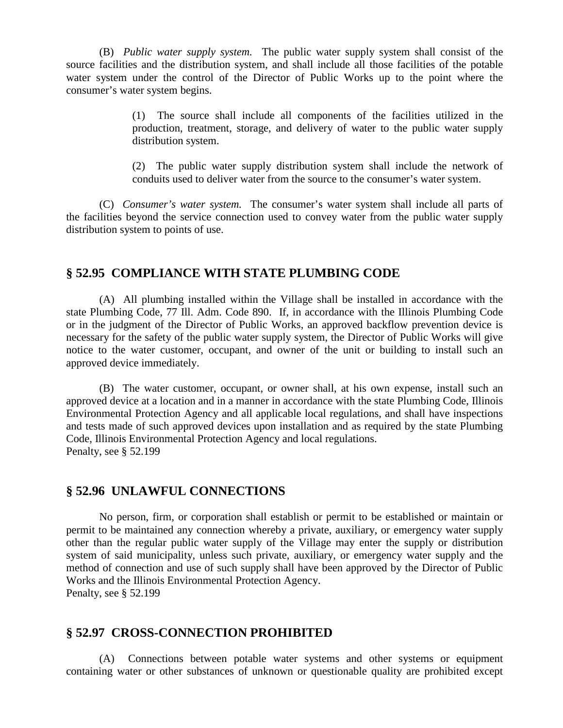(B) *Public water supply system.* The public water supply system shall consist of the source facilities and the distribution system, and shall include all those facilities of the potable water system under the control of the Director of Public Works up to the point where the consumer's water system begins.

> (1) The source shall include all components of the facilities utilized in the production, treatment, storage, and delivery of water to the public water supply distribution system.
>
> (2) The public water supply distribution system shall include the network of conduits used to deliver water from the source to the consumer's water system.

(C) *Consumer's water system.* The consumer's water system shall include all parts of the facilities beyond the service connection used to convey water from the public water supply distribution system to points of use.

## § 52.95 COMPLIANCE WITH STATE PLUMBING CODE

(A) All plumbing installed within the Village shall be installed in accordance with the state Plumbing Code, 77 Ill. Adm. Code 890. If, in accordance with the Illinois Plumbing Code or in the judgment of the Director of Public Works, an approved backflow prevention device is necessary for the safety of the public water supply system, the Director of Public Works will give notice to the water customer, occupant, and owner of the unit or building to install such an approved device immediately.

(B) The water customer, occupant, or owner shall, at his own expense, install such an approved device at a location and in a manner in accordance with the state Plumbing Code, Illinois Environmental Protection Agency and all applicable local regulations, and shall have inspections and tests made of such approved devices upon installation and as required by the state Plumbing Code, Illinois Environmental Protection Agency and local regulations.
Penalty, see § 52.199

## § 52.96 UNLAWFUL CONNECTIONS

No person, firm, or corporation shall establish or permit to be established or maintain or permit to be maintained any connection whereby a private, auxiliary, or emergency water supply other than the regular public water supply of the Village may enter the supply or distribution system of said municipality, unless such private, auxiliary, or emergency water supply and the method of connection and use of such supply shall have been approved by the Director of Public Works and the Illinois Environmental Protection Agency.
Penalty, see § 52.199

## § 52.97 CROSS-CONNECTION PROHIBITED

(A) Connections between potable water systems and other systems or equipment containing water or other substances of unknown or questionable quality are prohibited except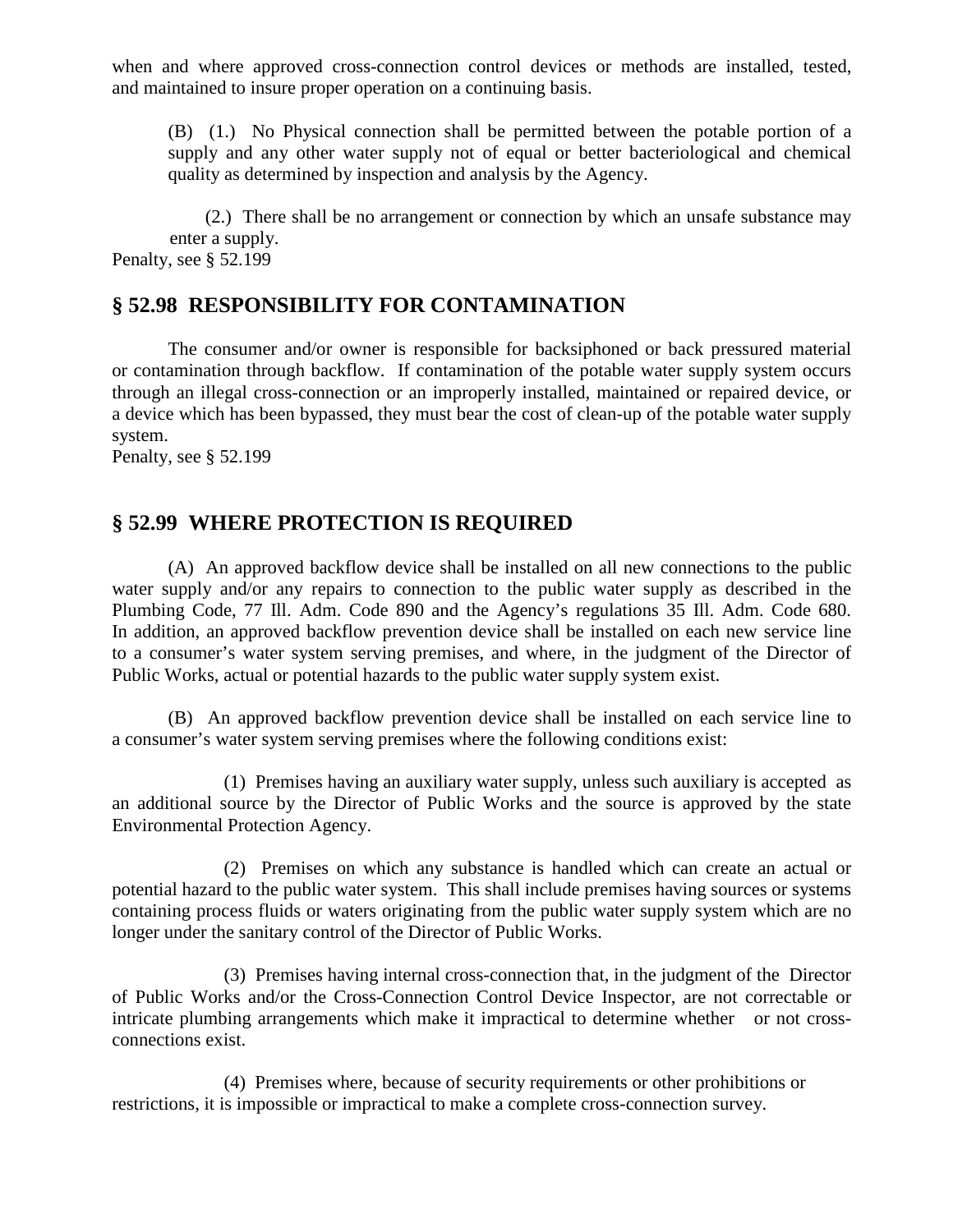when and where approved cross-connection control devices or methods are installed, tested, and maintained to insure proper operation on a continuing basis.

(B) (1.) No Physical connection shall be permitted between the potable portion of a supply and any other water supply not of equal or better bacteriological and chemical quality as determined by inspection and analysis by the Agency.

(2.) There shall be no arrangement or connection by which an unsafe substance may enter a supply.

Penalty, see § 52.199

## § 52.98 RESPONSIBILITY FOR CONTAMINATION

The consumer and/or owner is responsible for backsiphoned or back pressured material or contamination through backflow. If contamination of the potable water supply system occurs through an illegal cross-connection or an improperly installed, maintained or repaired device, or a device which has been bypassed, they must bear the cost of clean-up of the potable water supply system.

Penalty, see § 52.199

## § 52.99 WHERE PROTECTION IS REQUIRED

(A) An approved backflow device shall be installed on all new connections to the public water supply and/or any repairs to connection to the public water supply as described in the Plumbing Code, 77 Ill. Adm. Code 890 and the Agency's regulations 35 Ill. Adm. Code 680. In addition, an approved backflow prevention device shall be installed on each new service line to a consumer's water system serving premises, and where, in the judgment of the Director of Public Works, actual or potential hazards to the public water supply system exist.

(B) An approved backflow prevention device shall be installed on each service line to a consumer's water system serving premises where the following conditions exist:

(1) Premises having an auxiliary water supply, unless such auxiliary is accepted as an additional source by the Director of Public Works and the source is approved by the state Environmental Protection Agency.

(2) Premises on which any substance is handled which can create an actual or potential hazard to the public water system. This shall include premises having sources or systems containing process fluids or waters originating from the public water supply system which are no longer under the sanitary control of the Director of Public Works.

(3) Premises having internal cross-connection that, in the judgment of the Director of Public Works and/or the Cross-Connection Control Device Inspector, are not correctable or intricate plumbing arrangements which make it impractical to determine whether or not cross-connections exist.

(4) Premises where, because of security requirements or other prohibitions or restrictions, it is impossible or impractical to make a complete cross-connection survey.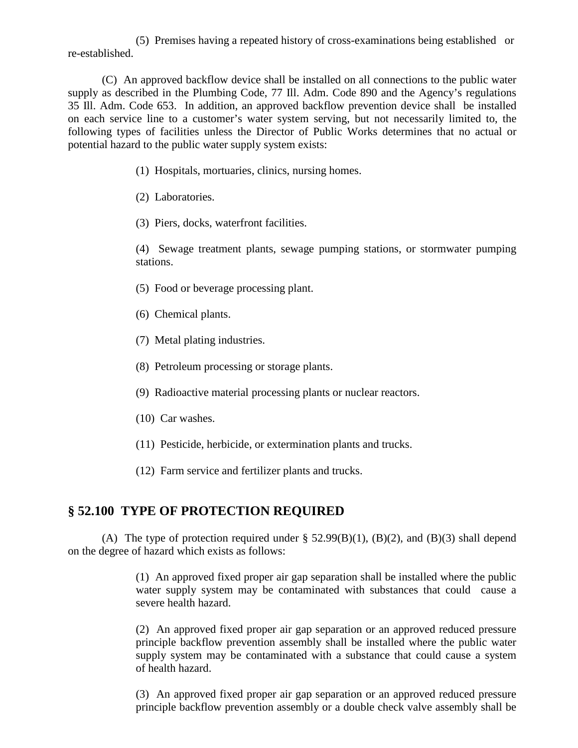(5) Premises having a repeated history of cross-examinations being established or re-established.

(C) An approved backflow device shall be installed on all connections to the public water supply as described in the Plumbing Code, 77 Ill. Adm. Code 890 and the Agency's regulations 35 Ill. Adm. Code 653. In addition, an approved backflow prevention device shall be installed on each service line to a customer's water system serving, but not necessarily limited to, the following types of facilities unless the Director of Public Works determines that no actual or potential hazard to the public water supply system exists:

> (1) Hospitals, mortuaries, clinics, nursing homes.
>
> (2) Laboratories.
>
> (3) Piers, docks, waterfront facilities.
>
> (4) Sewage treatment plants, sewage pumping stations, or stormwater pumping stations.
>
> (5) Food or beverage processing plant.
>
> (6) Chemical plants.
>
> (7) Metal plating industries.
>
> (8) Petroleum processing or storage plants.
>
> (9) Radioactive material processing plants or nuclear reactors.
>
> (10) Car washes.
>
> (11) Pesticide, herbicide, or extermination plants and trucks.
>
> (12) Farm service and fertilizer plants and trucks.

## § 52.100 TYPE OF PROTECTION REQUIRED

(A) The type of protection required under § 52.99(B)(1), (B)(2), and (B)(3) shall depend on the degree of hazard which exists as follows:

> (1) An approved fixed proper air gap separation shall be installed where the public water supply system may be contaminated with substances that could cause a severe health hazard.
>
> (2) An approved fixed proper air gap separation or an approved reduced pressure principle backflow prevention assembly shall be installed where the public water supply system may be contaminated with a substance that could cause a system of health hazard.
>
> (3) An approved fixed proper air gap separation or an approved reduced pressure principle backflow prevention assembly or a double check valve assembly shall be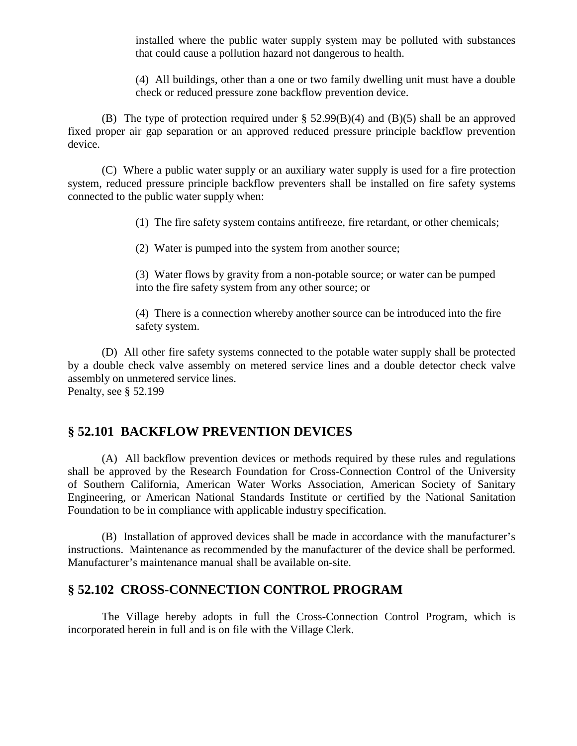installed where the public water supply system may be polluted with substances that could cause a pollution hazard not dangerous to health.

(4) All buildings, other than a one or two family dwelling unit must have a double check or reduced pressure zone backflow prevention device.

(B) The type of protection required under § 52.99(B)(4) and (B)(5) shall be an approved fixed proper air gap separation or an approved reduced pressure principle backflow prevention device.

(C) Where a public water supply or an auxiliary water supply is used for a fire protection system, reduced pressure principle backflow preventers shall be installed on fire safety systems connected to the public water supply when:

(1) The fire safety system contains antifreeze, fire retardant, or other chemicals;

(2) Water is pumped into the system from another source;

(3) Water flows by gravity from a non-potable source; or water can be pumped into the fire safety system from any other source; or

(4) There is a connection whereby another source can be introduced into the fire safety system.

(D) All other fire safety systems connected to the potable water supply shall be protected by a double check valve assembly on metered service lines and a double detector check valve assembly on unmetered service lines.
Penalty, see § 52.199

## § 52.101 BACKFLOW PREVENTION DEVICES

(A) All backflow prevention devices or methods required by these rules and regulations shall be approved by the Research Foundation for Cross-Connection Control of the University of Southern California, American Water Works Association, American Society of Sanitary Engineering, or American National Standards Institute or certified by the National Sanitation Foundation to be in compliance with applicable industry specification.

(B) Installation of approved devices shall be made in accordance with the manufacturer's instructions. Maintenance as recommended by the manufacturer of the device shall be performed. Manufacturer's maintenance manual shall be available on-site.

## § 52.102 CROSS-CONNECTION CONTROL PROGRAM

The Village hereby adopts in full the Cross-Connection Control Program, which is incorporated herein in full and is on file with the Village Clerk.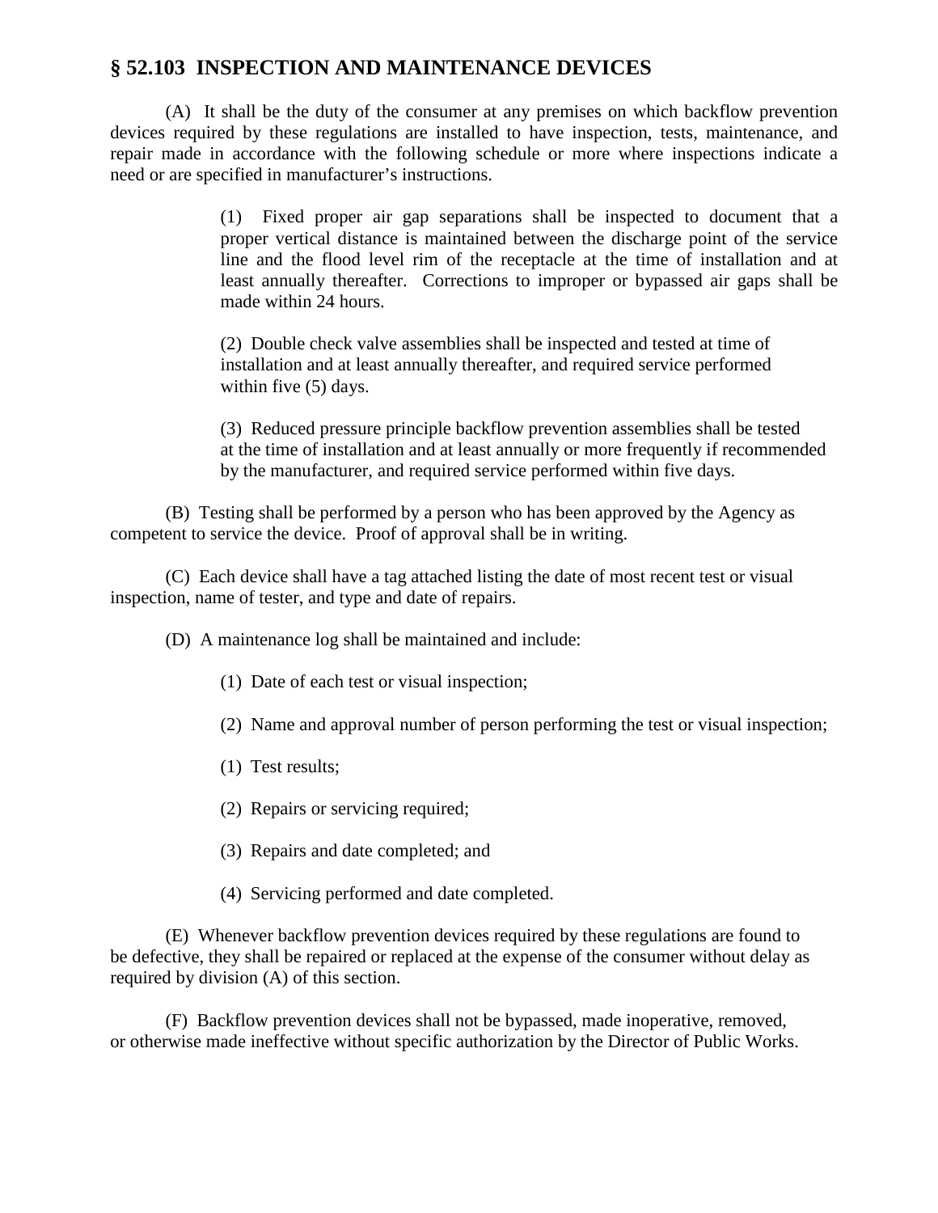## § 52.103 INSPECTION AND MAINTENANCE DEVICES

(A) It shall be the duty of the consumer at any premises on which backflow prevention devices required by these regulations are installed to have inspection, tests, maintenance, and repair made in accordance with the following schedule or more where inspections indicate a need or are specified in manufacturer's instructions.

(1) Fixed proper air gap separations shall be inspected to document that a proper vertical distance is maintained between the discharge point of the service line and the flood level rim of the receptacle at the time of installation and at least annually thereafter. Corrections to improper or bypassed air gaps shall be made within 24 hours.

(2) Double check valve assemblies shall be inspected and tested at time of installation and at least annually thereafter, and required service performed within five (5) days.

(3) Reduced pressure principle backflow prevention assemblies shall be tested at the time of installation and at least annually or more frequently if recommended by the manufacturer, and required service performed within five days.

(B) Testing shall be performed by a person who has been approved by the Agency as competent to service the device. Proof of approval shall be in writing.

(C) Each device shall have a tag attached listing the date of most recent test or visual inspection, name of tester, and type and date of repairs.

(D) A maintenance log shall be maintained and include:

(1) Date of each test or visual inspection;

(2) Name and approval number of person performing the test or visual inspection;

(1) Test results;

(2) Repairs or servicing required;

(3) Repairs and date completed; and

(4) Servicing performed and date completed.

(E) Whenever backflow prevention devices required by these regulations are found to be defective, they shall be repaired or replaced at the expense of the consumer without delay as required by division (A) of this section.

(F) Backflow prevention devices shall not be bypassed, made inoperative, removed, or otherwise made ineffective without specific authorization by the Director of Public Works.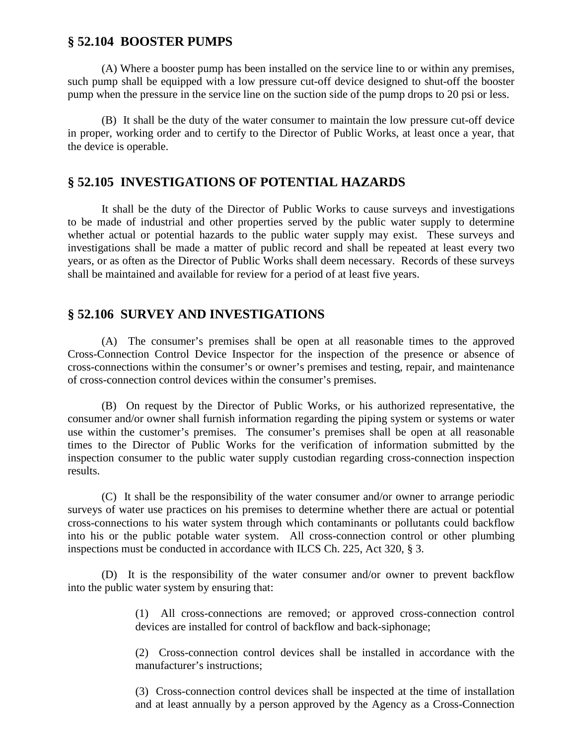## § 52.104 BOOSTER PUMPS

(A) Where a booster pump has been installed on the service line to or within any premises, such pump shall be equipped with a low pressure cut-off device designed to shut-off the booster pump when the pressure in the service line on the suction side of the pump drops to 20 psi or less.

(B) It shall be the duty of the water consumer to maintain the low pressure cut-off device in proper, working order and to certify to the Director of Public Works, at least once a year, that the device is operable.

## § 52.105 INVESTIGATIONS OF POTENTIAL HAZARDS

It shall be the duty of the Director of Public Works to cause surveys and investigations to be made of industrial and other properties served by the public water supply to determine whether actual or potential hazards to the public water supply may exist. These surveys and investigations shall be made a matter of public record and shall be repeated at least every two years, or as often as the Director of Public Works shall deem necessary. Records of these surveys shall be maintained and available for review for a period of at least five years.

## § 52.106 SURVEY AND INVESTIGATIONS

(A) The consumer's premises shall be open at all reasonable times to the approved Cross-Connection Control Device Inspector for the inspection of the presence or absence of cross-connections within the consumer's or owner's premises and testing, repair, and maintenance of cross-connection control devices within the consumer's premises.

(B) On request by the Director of Public Works, or his authorized representative, the consumer and/or owner shall furnish information regarding the piping system or systems or water use within the customer's premises. The consumer's premises shall be open at all reasonable times to the Director of Public Works for the verification of information submitted by the inspection consumer to the public water supply custodian regarding cross-connection inspection results.

(C) It shall be the responsibility of the water consumer and/or owner to arrange periodic surveys of water use practices on his premises to determine whether there are actual or potential cross-connections to his water system through which contaminants or pollutants could backflow into his or the public potable water system. All cross-connection control or other plumbing inspections must be conducted in accordance with ILCS Ch. 225, Act 320, § 3.

(D) It is the responsibility of the water consumer and/or owner to prevent backflow into the public water system by ensuring that:

(1) All cross-connections are removed; or approved cross-connection control devices are installed for control of backflow and back-siphonage;

(2) Cross-connection control devices shall be installed in accordance with the manufacturer's instructions;

(3) Cross-connection control devices shall be inspected at the time of installation and at least annually by a person approved by the Agency as a Cross-Connection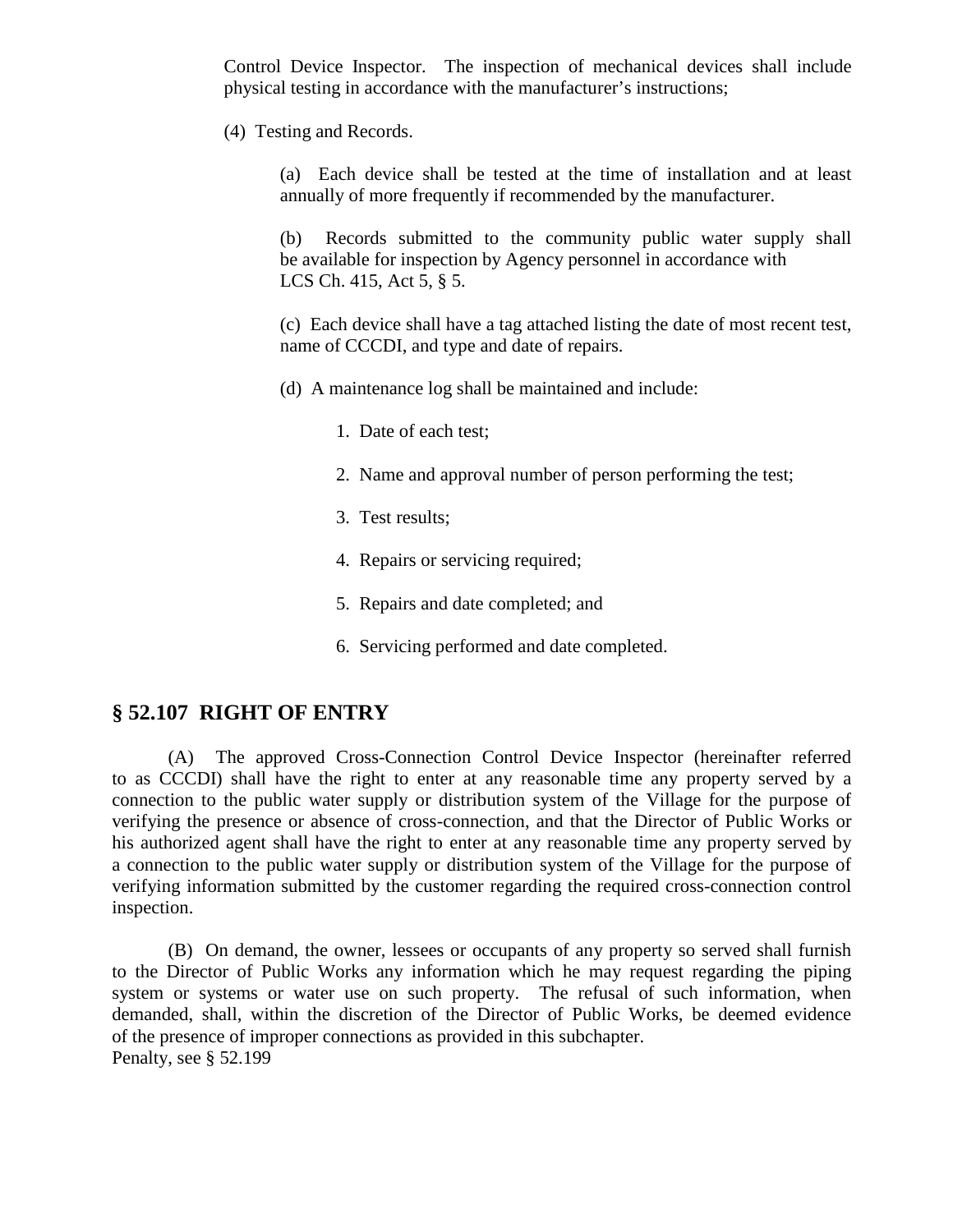Control Device Inspector. The inspection of mechanical devices shall include physical testing in accordance with the manufacturer's instructions;

(4) Testing and Records.

(a) Each device shall be tested at the time of installation and at least annually of more frequently if recommended by the manufacturer.

(b) Records submitted to the community public water supply shall be available for inspection by Agency personnel in accordance with LCS Ch. 415, Act 5, § 5.

(c) Each device shall have a tag attached listing the date of most recent test, name of CCCDI, and type and date of repairs.

(d) A maintenance log shall be maintained and include:

1. Date of each test;
2. Name and approval number of person performing the test;
3. Test results;
4. Repairs or servicing required;
5. Repairs and date completed; and
6. Servicing performed and date completed.

## § 52.107 RIGHT OF ENTRY

(A) The approved Cross-Connection Control Device Inspector (hereinafter referred to as CCCDI) shall have the right to enter at any reasonable time any property served by a connection to the public water supply or distribution system of the Village for the purpose of verifying the presence or absence of cross-connection, and that the Director of Public Works or his authorized agent shall have the right to enter at any reasonable time any property served by a connection to the public water supply or distribution system of the Village for the purpose of verifying information submitted by the customer regarding the required cross-connection control inspection.

(B) On demand, the owner, lessees or occupants of any property so served shall furnish to the Director of Public Works any information which he may request regarding the piping system or systems or water use on such property. The refusal of such information, when demanded, shall, within the discretion of the Director of Public Works, be deemed evidence of the presence of improper connections as provided in this subchapter.
Penalty, see § 52.199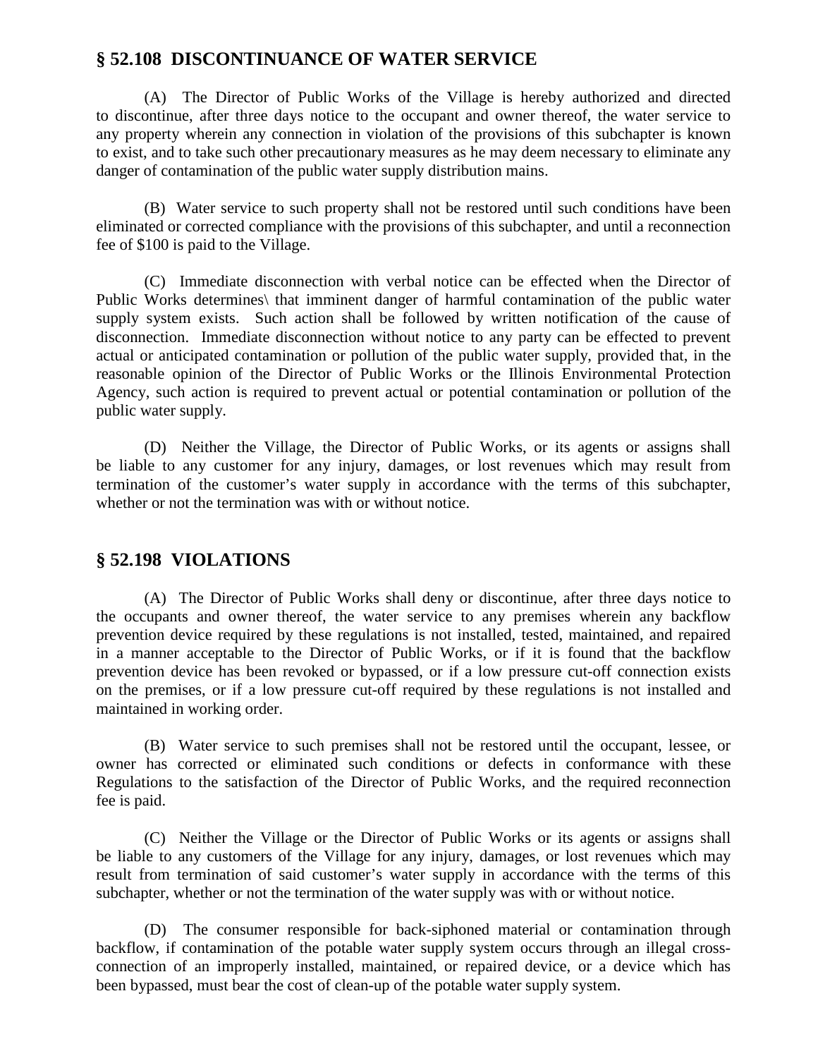## § 52.108 DISCONTINUANCE OF WATER SERVICE

(A) The Director of Public Works of the Village is hereby authorized and directed to discontinue, after three days notice to the occupant and owner thereof, the water service to any property wherein any connection in violation of the provisions of this subchapter is known to exist, and to take such other precautionary measures as he may deem necessary to eliminate any danger of contamination of the public water supply distribution mains.

(B) Water service to such property shall not be restored until such conditions have been eliminated or corrected compliance with the provisions of this subchapter, and until a reconnection fee of $100 is paid to the Village.

(C) Immediate disconnection with verbal notice can be effected when the Director of Public Works determines\ that imminent danger of harmful contamination of the public water supply system exists. Such action shall be followed by written notification of the cause of disconnection. Immediate disconnection without notice to any party can be effected to prevent actual or anticipated contamination or pollution of the public water supply, provided that, in the reasonable opinion of the Director of Public Works or the Illinois Environmental Protection Agency, such action is required to prevent actual or potential contamination or pollution of the public water supply.

(D) Neither the Village, the Director of Public Works, or its agents or assigns shall be liable to any customer for any injury, damages, or lost revenues which may result from termination of the customer's water supply in accordance with the terms of this subchapter, whether or not the termination was with or without notice.

## § 52.198 VIOLATIONS

(A) The Director of Public Works shall deny or discontinue, after three days notice to the occupants and owner thereof, the water service to any premises wherein any backflow prevention device required by these regulations is not installed, tested, maintained, and repaired in a manner acceptable to the Director of Public Works, or if it is found that the backflow prevention device has been revoked or bypassed, or if a low pressure cut-off connection exists on the premises, or if a low pressure cut-off required by these regulations is not installed and maintained in working order.

(B) Water service to such premises shall not be restored until the occupant, lessee, or owner has corrected or eliminated such conditions or defects in conformance with these Regulations to the satisfaction of the Director of Public Works, and the required reconnection fee is paid.

(C) Neither the Village or the Director of Public Works or its agents or assigns shall be liable to any customers of the Village for any injury, damages, or lost revenues which may result from termination of said customer's water supply in accordance with the terms of this subchapter, whether or not the termination of the water supply was with or without notice.

(D) The consumer responsible for back-siphoned material or contamination through backflow, if contamination of the potable water supply system occurs through an illegal cross-connection of an improperly installed, maintained, or repaired device, or a device which has been bypassed, must bear the cost of clean-up of the potable water supply system.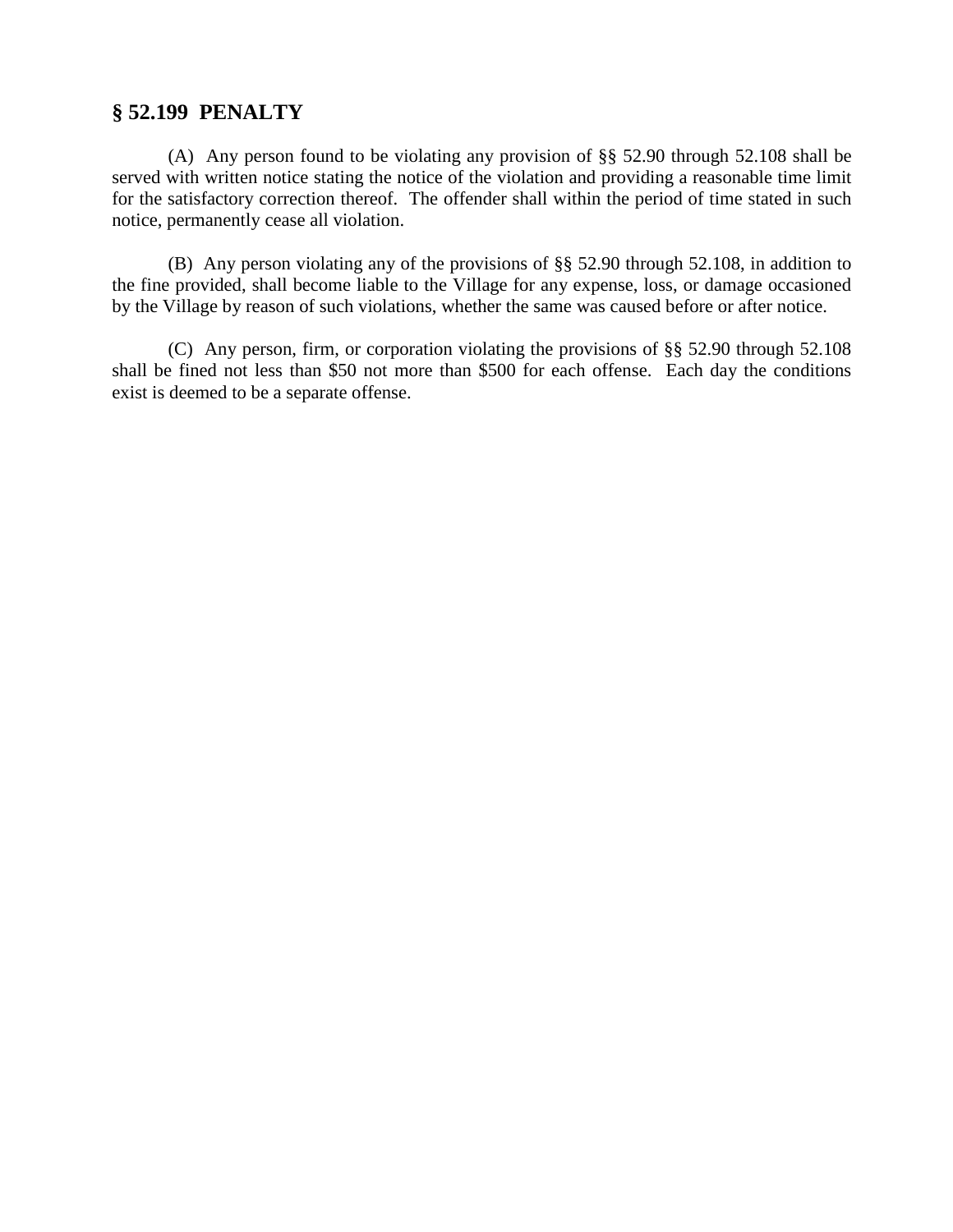## § 52.199 PENALTY

(A) Any person found to be violating any provision of §§ 52.90 through 52.108 shall be served with written notice stating the notice of the violation and providing a reasonable time limit for the satisfactory correction thereof. The offender shall within the period of time stated in such notice, permanently cease all violation.

(B) Any person violating any of the provisions of §§ 52.90 through 52.108, in addition to the fine provided, shall become liable to the Village for any expense, loss, or damage occasioned by the Village by reason of such violations, whether the same was caused before or after notice.

(C) Any person, firm, or corporation violating the provisions of §§ 52.90 through 52.108 shall be fined not less than $50 not more than $500 for each offense. Each day the conditions exist is deemed to be a separate offense.